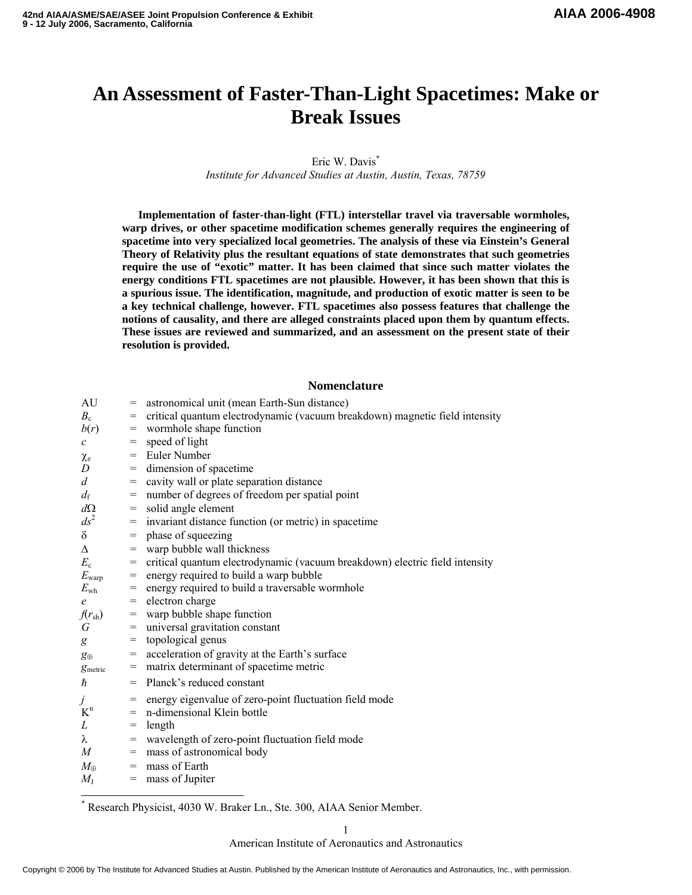# An Assessment of Faster-Than-Light Spacetimes: Make or Break Issues

Eric W. Davis[*]

*Institute for Advanced Studies at Austin, Austin, Texas, 78759*

**Implementation of faster-than-light (FTL) interstellar travel via traversable wormholes, warp drives, or other spacetime modification schemes generally requires the engineering of spacetime into very specialized local geometries. The analysis of these via Einstein's General Theory of Relativity plus the resultant equations of state demonstrates that such geometries require the use of "exotic" matter. It has been claimed that since such matter violates the energy conditions FTL spacetimes are not plausible. However, it has been shown that this is a spurious issue. The identification, magnitude, and production of exotic matter is seen to be a key technical challenge, however. FTL spacetimes also possess features that challenge the notions of causality, and there are alleged constraints placed upon them by quantum effects. These issues are reviewed and summarized, and an assessment on the present state of their resolution is provided.**

## Nomenclature

| | | |
|---|---|---|
| AU | = | astronomical unit (mean Earth-Sun distance) |
| $B_c$ | = | critical quantum electrodynamic (vacuum breakdown) magnetic field intensity |
| $b(r)$ | = | wormhole shape function |
| $c$ | = | speed of light |
| $\chi_e$ | = | Euler Number |
| $D$ | = | dimension of spacetime |
| $d$ | = | cavity wall or plate separation distance |
| $d_f$ | = | number of degrees of freedom per spatial point |
| $d\Omega$ | = | solid angle element |
| $ds^2$ | = | invariant distance function (or metric) in spacetime |
| $\delta$ | = | phase of squeezing |
| $\Delta$ | = | warp bubble wall thickness |
| $E_c$ | = | critical quantum electrodynamic (vacuum breakdown) electric field intensity |
| $E_{warp}$ | = | energy required to build a warp bubble |
| $E_{wh}$ | = | energy required to build a traversable wormhole |
| $e$ | = | electron charge |
| $f(r_{sh})$ | = | warp bubble shape function |
| $G$ | = | universal gravitation constant |
| $g$ | = | topological genus |
| $g_{\oplus}$ | = | acceleration of gravity at the Earth's surface |
| $g_{metric}$ | = | matrix determinant of spacetime metric |
| $\hbar$ | = | Planck's reduced constant |
| $j$ | = | energy eigenvalue of zero-point fluctuation field mode |
| $K^n$ | = | n-dimensional Klein bottle |
| $L$ | = | length |
| $\lambda$ | = | wavelength of zero-point fluctuation field mode |
| $M$ | = | mass of astronomical body |
| $M_{\oplus}$ | = | mass of Earth |
| $M_J$ | = | mass of Jupiter |

[*] Research Physicist, 4030 W. Braker Ln., Ste. 300, AIAA Senior Member.

Copyright © 2006 by The Institute for Advanced Studies at Austin. Published by the American Institute of Aeronautics and Astronautics, Inc., with permission.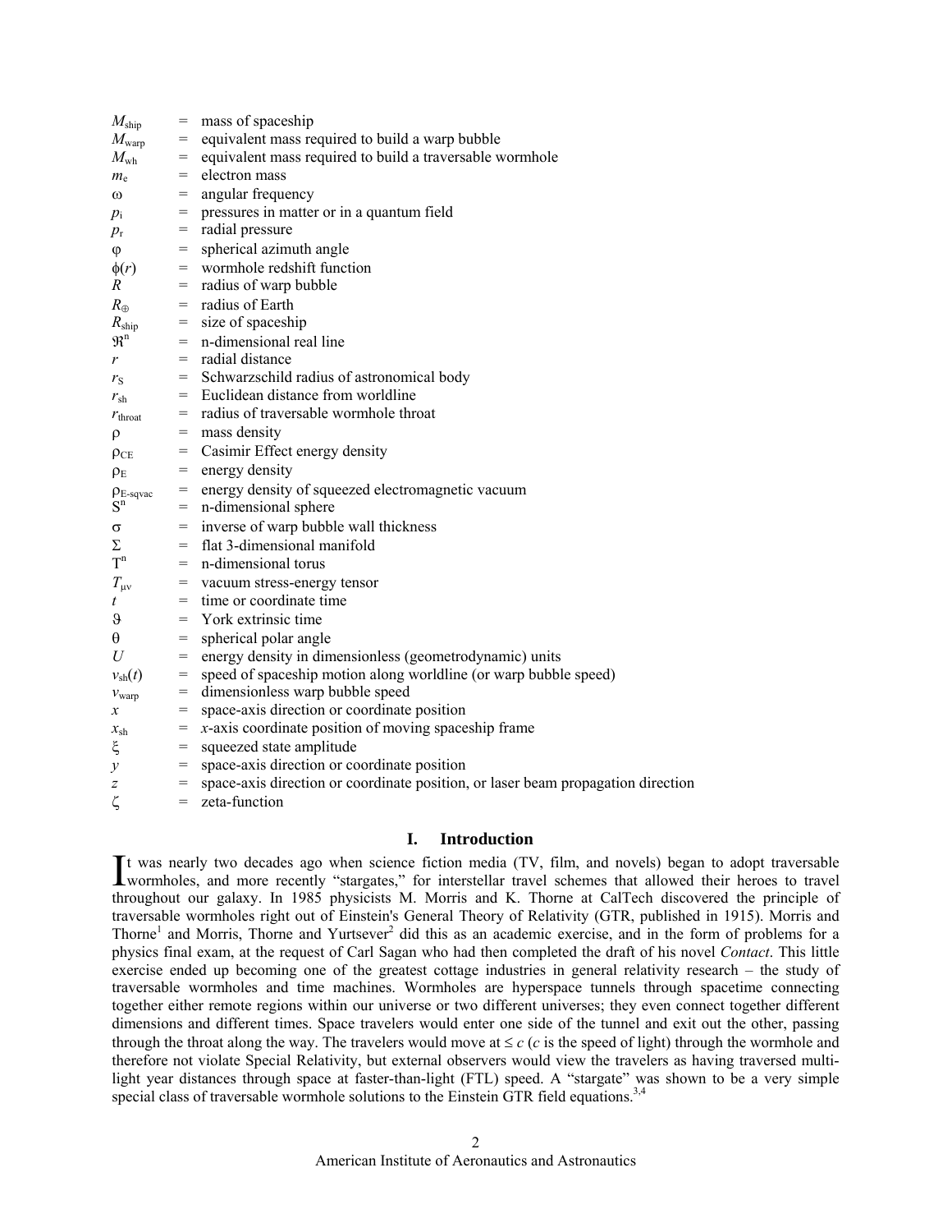$M_{ship}$ = mass of spaceship
$M_{warp}$ = equivalent mass required to build a warp bubble
$M_{wh}$ = equivalent mass required to build a traversable wormhole
$m_e$ = electron mass
$\omega$ = angular frequency
$p_i$ = pressures in matter or in a quantum field
$p_r$ = radial pressure
$\varphi$ = spherical azimuth angle
$\phi(r)$ = wormhole redshift function
$R$ = radius of warp bubble
$R_{\oplus}$ = radius of Earth
$R_{ship}$ = size of spaceship
$\Re^n$ = n-dimensional real line
$r$ = radial distance
$r_S$ = Schwarzschild radius of astronomical body
$r_{sh}$ = Euclidean distance from worldline
$r_{throat}$ = radius of traversable wormhole throat
$\rho$ = mass density
$\rho_{CE}$ = Casimir Effect energy density
$\rho_E$ = energy density
$\rho_{E\text{-}sqvac}$ = energy density of squeezed electromagnetic vacuum
$S^n$ = n-dimensional sphere
$\sigma$ = inverse of warp bubble wall thickness
$\Sigma$ = flat 3-dimensional manifold
$T^n$ = n-dimensional torus
$T_{\mu\nu}$ = vacuum stress-energy tensor
$t$ = time or coordinate time
$\vartheta$ = York extrinsic time
$\theta$ = spherical polar angle
$U$ = energy density in dimensionless (geometrodynamic) units
$v_{sh}(t)$ = speed of spaceship motion along worldline (or warp bubble speed)
$v_{warp}$ = dimensionless warp bubble speed
$x$ = space-axis direction or coordinate position
$x_{sh}$ = $x$-axis coordinate position of moving spaceship frame
$\xi$ = squeezed state amplitude
$y$ = space-axis direction or coordinate position
$z$ = space-axis direction or coordinate position, or laser beam propagation direction
$\zeta$ = zeta-function

## I. Introduction

It was nearly two decades ago when science fiction media (TV, film, and novels) began to adopt traversable wormholes, and more recently "stargates," for interstellar travel schemes that allowed their heroes to travel throughout our galaxy. In 1985 physicists M. Morris and K. Thorne at CalTech discovered the principle of traversable wormholes right out of Einstein's General Theory of Relativity (GTR, published in 1915). Morris and Thorne[1] and Morris, Thorne and Yurtsever[2] did this as an academic exercise, and in the form of problems for a physics final exam, at the request of Carl Sagan who had then completed the draft of his novel *Contact*. This little exercise ended up becoming one of the greatest cottage industries in general relativity research – the study of traversable wormholes and time machines. Wormholes are hyperspace tunnels through spacetime connecting together either remote regions within our universe or two different universes; they even connect together different dimensions and different times. Space travelers would enter one side of the tunnel and exit out the other, passing through the throat along the way. The travelers would move at $\leq c$ ($c$ is the speed of light) through the wormhole and therefore not violate Special Relativity, but external observers would view the travelers as having traversed multi-light year distances through space at faster-than-light (FTL) speed. A "stargate" was shown to be a very simple special class of traversable wormhole solutions to the Einstein GTR field equations.[3,4]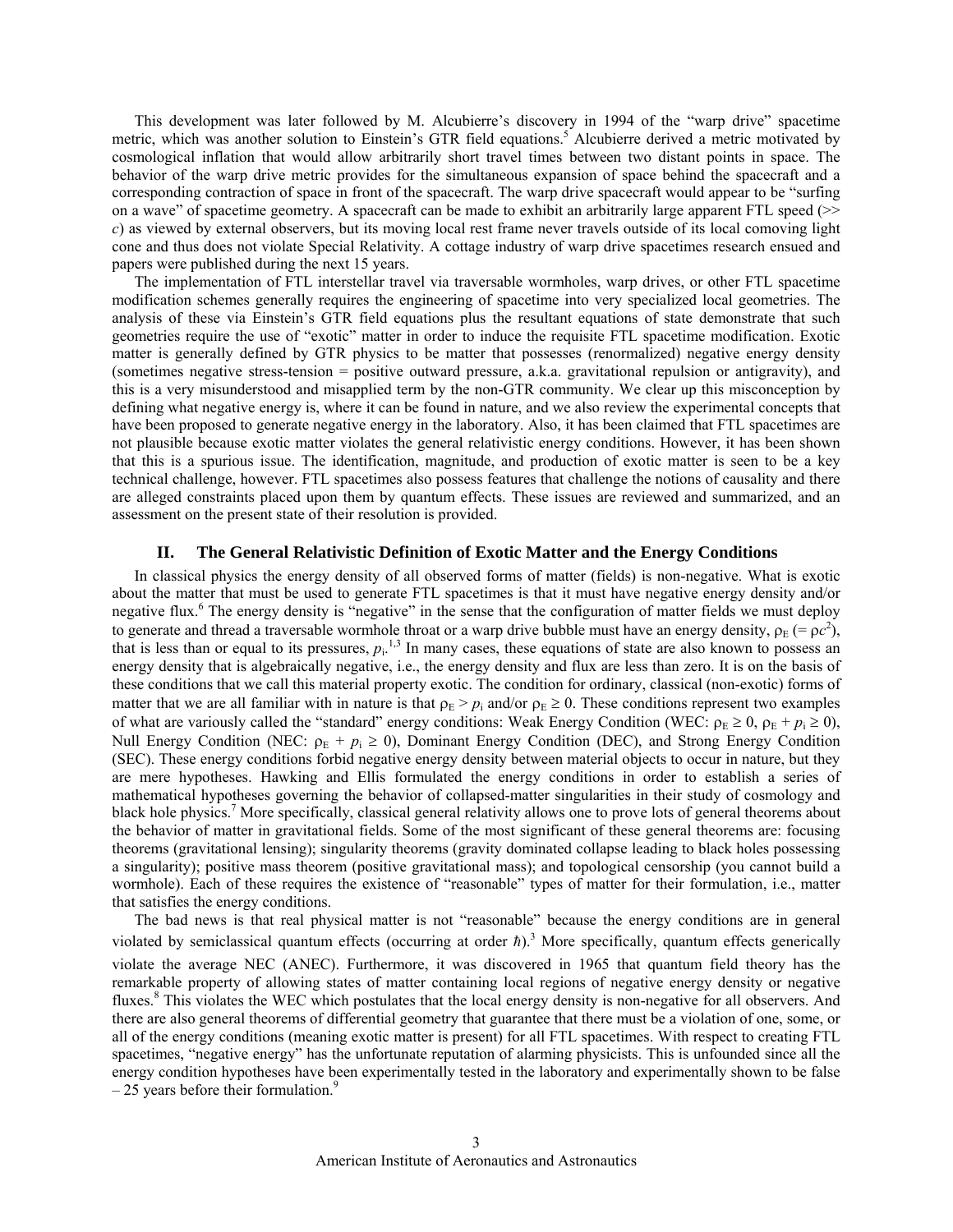This development was later followed by M. Alcubierre's discovery in 1994 of the "warp drive" spacetime metric, which was another solution to Einstein's GTR field equations.[5] Alcubierre derived a metric motivated by cosmological inflation that would allow arbitrarily short travel times between two distant points in space. The behavior of the warp drive metric provides for the simultaneous expansion of space behind the spacecraft and a corresponding contraction of space in front of the spacecraft. The warp drive spacecraft would appear to be "surfing on a wave" of spacetime geometry. A spacecraft can be made to exhibit an arbitrarily large apparent FTL speed ($\gg c$) as viewed by external observers, but its moving local rest frame never travels outside of its local comoving light cone and thus does not violate Special Relativity. A cottage industry of warp drive spacetimes research ensued and papers were published during the next 15 years.

The implementation of FTL interstellar travel via traversable wormholes, warp drives, or other FTL spacetime modification schemes generally requires the engineering of spacetime into very specialized local geometries. The analysis of these via Einstein's GTR field equations plus the resultant equations of state demonstrate that such geometries require the use of "exotic" matter in order to induce the requisite FTL spacetime modification. Exotic matter is generally defined by GTR physics to be matter that possesses (renormalized) negative energy density (sometimes negative stress-tension = positive outward pressure, a.k.a. gravitational repulsion or antigravity), and this is a very misunderstood and misapplied term by the non-GTR community. We clear up this misconception by defining what negative energy is, where it can be found in nature, and we also review the experimental concepts that have been proposed to generate negative energy in the laboratory. Also, it has been claimed that FTL spacetimes are not plausible because exotic matter violates the general relativistic energy conditions. However, it has been shown that this is a spurious issue. The identification, magnitude, and production of exotic matter is seen to be a key technical challenge, however. FTL spacetimes also possess features that challenge the notions of causality and there are alleged constraints placed upon them by quantum effects. These issues are reviewed and summarized, and an assessment on the present state of their resolution is provided.

## II. The General Relativistic Definition of Exotic Matter and the Energy Conditions

In classical physics the energy density of all observed forms of matter (fields) is non-negative. What is exotic about the matter that must be used to generate FTL spacetimes is that it must have negative energy density and/or negative flux.[6] The energy density is "negative" in the sense that the configuration of matter fields we must deploy to generate and thread a traversable wormhole throat or a warp drive bubble must have an energy density, $\rho_E$ ($= \rho c^2$), that is less than or equal to its pressures, $p_i$.[1,3] In many cases, these equations of state are also known to possess an energy density that is algebraically negative, i.e., the energy density and flux are less than zero. It is on the basis of these conditions that we call this material property exotic. The condition for ordinary, classical (non-exotic) forms of matter that we are all familiar with in nature is that $\rho_E > p_i$ and/or $\rho_E \geq 0$. These conditions represent two examples of what are variously called the "standard" energy conditions: Weak Energy Condition (WEC: $\rho_E \geq 0$, $\rho_E + p_i \geq 0$), Null Energy Condition (NEC: $\rho_E + p_i \geq 0$), Dominant Energy Condition (DEC), and Strong Energy Condition (SEC). These energy conditions forbid negative energy density between material objects to occur in nature, but they are mere hypotheses. Hawking and Ellis formulated the energy conditions in order to establish a series of mathematical hypotheses governing the behavior of collapsed-matter singularities in their study of cosmology and black hole physics.[7] More specifically, classical general relativity allows one to prove lots of general theorems about the behavior of matter in gravitational fields. Some of the most significant of these general theorems are: focusing theorems (gravitational lensing); singularity theorems (gravity dominated collapse leading to black holes possessing a singularity); positive mass theorem (positive gravitational mass); and topological censorship (you cannot build a wormhole). Each of these requires the existence of "reasonable" types of matter for their formulation, i.e., matter that satisfies the energy conditions.

The bad news is that real physical matter is not "reasonable" because the energy conditions are in general violated by semiclassical quantum effects (occurring at order $\hbar$).[3] More specifically, quantum effects generically violate the average NEC (ANEC). Furthermore, it was discovered in 1965 that quantum field theory has the remarkable property of allowing states of matter containing local regions of negative energy density or negative fluxes.[8] This violates the WEC which postulates that the local energy density is non-negative for all observers. And there are also general theorems of differential geometry that guarantee that there must be a violation of one, some, or all of the energy conditions (meaning exotic matter is present) for all FTL spacetimes. With respect to creating FTL spacetimes, "negative energy" has the unfortunate reputation of alarming physicists. This is unfounded since all the energy condition hypotheses have been experimentally tested in the laboratory and experimentally shown to be false – 25 years before their formulation.[9]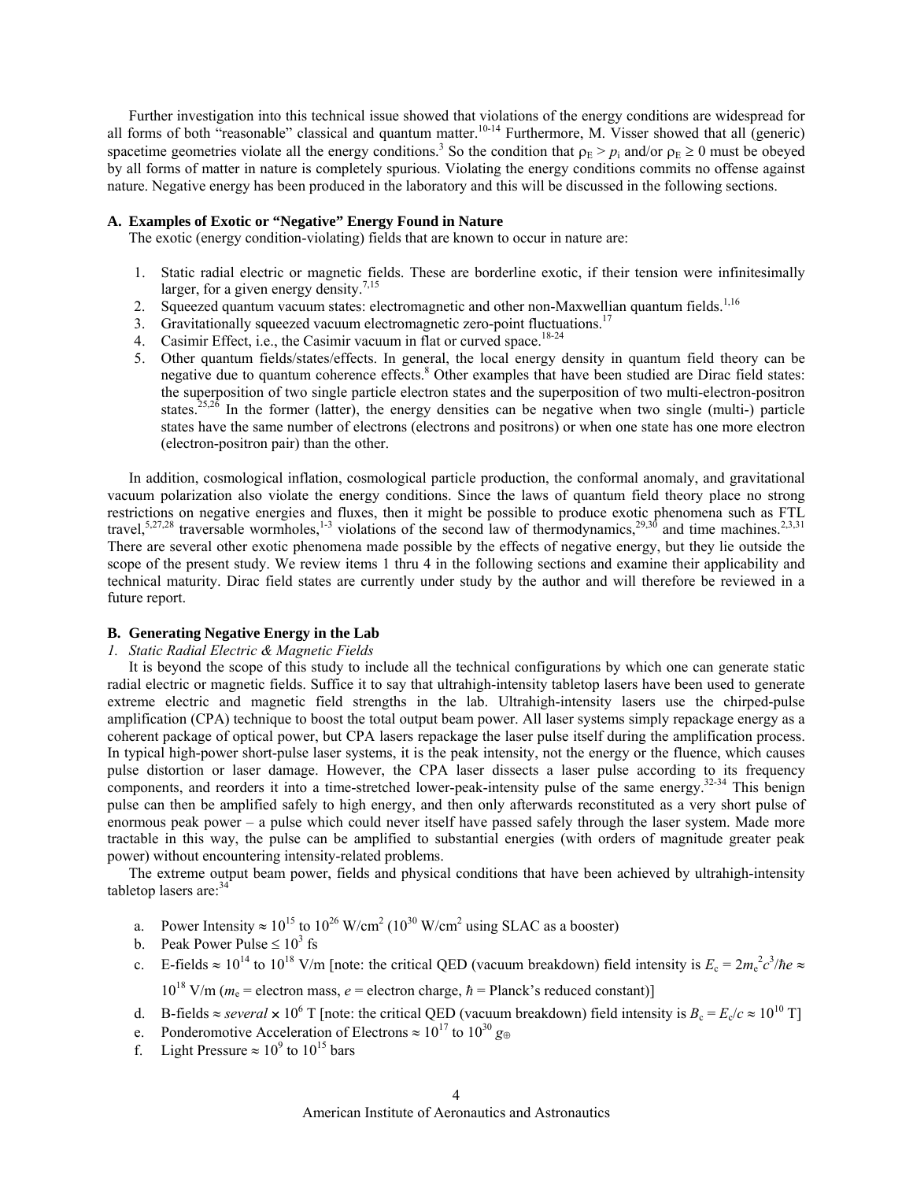Further investigation into this technical issue showed that violations of the energy conditions are widespread for all forms of both "reasonable" classical and quantum matter.[10-14] Furthermore, M. Visser showed that all (generic) spacetime geometries violate all the energy conditions.[3] So the condition that $\rho_E > p_i$ and/or $\rho_E \geq 0$ must be obeyed by all forms of matter in nature is completely spurious. Violating the energy conditions commits no offense against nature. Negative energy has been produced in the laboratory and this will be discussed in the following sections.

### A. Examples of Exotic or "Negative" Energy Found in Nature

The exotic (energy condition-violating) fields that are known to occur in nature are:

1. Static radial electric or magnetic fields. These are borderline exotic, if their tension were infinitesimally larger, for a given energy density.[7,15]
2. Squeezed quantum vacuum states: electromagnetic and other non-Maxwellian quantum fields.[1,16]
3. Gravitationally squeezed vacuum electromagnetic zero-point fluctuations.[17]
4. Casimir Effect, i.e., the Casimir vacuum in flat or curved space.[18-24]
5. Other quantum fields/states/effects. In general, the local energy density in quantum field theory can be negative due to quantum coherence effects.[8] Other examples that have been studied are Dirac field states: the superposition of two single particle electron states and the superposition of two multi-electron-positron states.[25,26] In the former (latter), the energy densities can be negative when two single (multi-) particle states have the same number of electrons (electrons and positrons) or when one state has one more electron (electron-positron pair) than the other.

In addition, cosmological inflation, cosmological particle production, the conformal anomaly, and gravitational vacuum polarization also violate the energy conditions. Since the laws of quantum field theory place no strong restrictions on negative energies and fluxes, then it might be possible to produce exotic phenomena such as FTL travel,[5,27,28] traversable wormholes,[1-3] violations of the second law of thermodynamics,[29,30] and time machines.[2,3,31] There are several other exotic phenomena made possible by the effects of negative energy, but they lie outside the scope of the present study. We review items 1 thru 4 in the following sections and examine their applicability and technical maturity. Dirac field states are currently under study by the author and will therefore be reviewed in a future report.

### B. Generating Negative Energy in the Lab

#### *1. Static Radial Electric & Magnetic Fields*

It is beyond the scope of this study to include all the technical configurations by which one can generate static radial electric or magnetic fields. Suffice it to say that ultrahigh-intensity tabletop lasers have been used to generate extreme electric and magnetic field strengths in the lab. Ultrahigh-intensity lasers use the chirped-pulse amplification (CPA) technique to boost the total output beam power. All laser systems simply repackage energy as a coherent package of optical power, but CPA lasers repackage the laser pulse itself during the amplification process. In typical high-power short-pulse laser systems, it is the peak intensity, not the energy or the fluence, which causes pulse distortion or laser damage. However, the CPA laser dissects a laser pulse according to its frequency components, and reorders it into a time-stretched lower-peak-intensity pulse of the same energy.[32-34] This benign pulse can then be amplified safely to high energy, and then only afterwards reconstituted as a very short pulse of enormous peak power – a pulse which could never itself have passed safely through the laser system. Made more tractable in this way, the pulse can be amplified to substantial energies (with orders of magnitude greater peak power) without encountering intensity-related problems.

The extreme output beam power, fields and physical conditions that have been achieved by ultrahigh-intensity tabletop lasers are:[34]

a. Power Intensity $\approx 10^{15}$ to $10^{26}$ W/cm$^2$ ($10^{30}$ W/cm$^2$ using SLAC as a booster)
b. Peak Power Pulse $\leq 10^3$ fs
c. E-fields $\approx 10^{14}$ to $10^{18}$ V/m [note: the critical QED (vacuum breakdown) field intensity is $E_c = 2m_e^2c^3/\hbar e \approx 10^{18}$ V/m ($m_e$ = electron mass, $e$ = electron charge, $\hbar$ = Planck's reduced constant)]
d. B-fields $\approx$ *several* $\times 10^6$ T [note: the critical QED (vacuum breakdown) field intensity is $B_c = E_c/c \approx 10^{10}$ T]
e. Ponderomotive Acceleration of Electrons $\approx 10^{17}$ to $10^{30}$ $g_\oplus$
f. Light Pressure $\approx 10^9$ to $10^{15}$ bars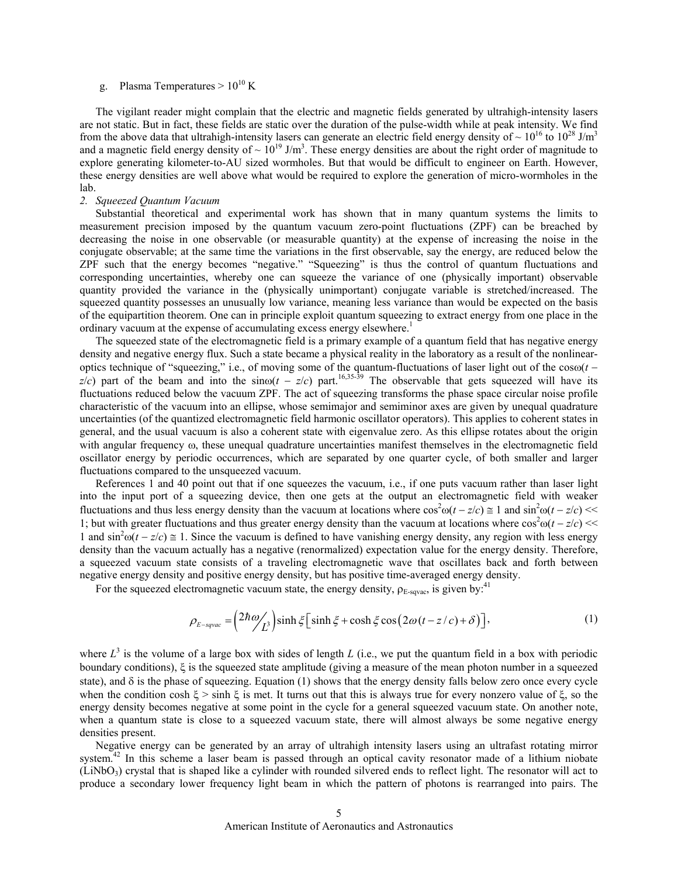g. Plasma Temperatures > $10^{10}$ K

The vigilant reader might complain that the electric and magnetic fields generated by ultrahigh-intensity lasers are not static. But in fact, these fields are static over the duration of the pulse-width while at peak intensity. We find from the above data that ultrahigh-intensity lasers can generate an electric field energy density of ~ $10^{16}$ to $10^{28}$ J/m$^3$ and a magnetic field energy density of ~ $10^{19}$ J/m$^3$. These energy densities are about the right order of magnitude to explore generating kilometer-to-AU sized wormholes. But that would be difficult to engineer on Earth. However, these energy densities are well above what would be required to explore the generation of micro-wormholes in the lab.

### 2. *Squeezed Quantum Vacuum*

Substantial theoretical and experimental work has shown that in many quantum systems the limits to measurement precision imposed by the quantum vacuum zero-point fluctuations (ZPF) can be breached by decreasing the noise in one observable (or measurable quantity) at the expense of increasing the noise in the conjugate observable; at the same time the variations in the first observable, say the energy, are reduced below the ZPF such that the energy becomes "negative." "Squeezing" is thus the control of quantum fluctuations and corresponding uncertainties, whereby one can squeeze the variance of one (physically important) observable quantity provided the variance in the (physically unimportant) conjugate variable is stretched/increased. The squeezed quantity possesses an unusually low variance, meaning less variance than would be expected on the basis of the equipartition theorem. One can in principle exploit quantum squeezing to extract energy from one place in the ordinary vacuum at the expense of accumulating excess energy elsewhere.[1]

The squeezed state of the electromagnetic field is a primary example of a quantum field that has negative energy density and negative energy flux. Such a state became a physical reality in the laboratory as a result of the nonlinear-optics technique of "squeezing," i.e., of moving some of the quantum-fluctuations of laser light out of the $\cos\omega(t - z/c)$ part of the beam and into the $\sin\omega(t - z/c)$ part.[16,35-39] The observable that gets squeezed will have its fluctuations reduced below the vacuum ZPF. The act of squeezing transforms the phase space circular noise profile characteristic of the vacuum into an ellipse, whose semimajor and semiminor axes are given by unequal quadrature uncertainties (of the quantized electromagnetic field harmonic oscillator operators). This applies to coherent states in general, and the usual vacuum is also a coherent state with eigenvalue zero. As this ellipse rotates about the origin with angular frequency ω, these unequal quadrature uncertainties manifest themselves in the electromagnetic field oscillator energy by periodic occurrences, which are separated by one quarter cycle, of both smaller and larger fluctuations compared to the unsqueezed vacuum.

References 1 and 40 point out that if one squeezes the vacuum, i.e., if one puts vacuum rather than laser light into the input port of a squeezing device, then one gets at the output an electromagnetic field with weaker fluctuations and thus less energy density than the vacuum at locations where $\cos^2\omega(t - z/c) \cong 1$ and $\sin^2\omega(t - z/c) << 1$; but with greater fluctuations and thus greater energy density than the vacuum at locations where $\cos^2\omega(t - z/c) << 1$ and $\sin^2\omega(t - z/c) \cong 1$. Since the vacuum is defined to have vanishing energy density, any region with less energy density than the vacuum actually has a negative (renormalized) expectation value for the energy density. Therefore, a squeezed vacuum state consists of a traveling electromagnetic wave that oscillates back and forth between negative energy density and positive energy density, but has positive time-averaged energy density.

For the squeezed electromagnetic vacuum state, the energy density, $\rho_{E\text{-}sqvac}$, is given by:[41]

$$\rho_{E-sqvac} = \left(2\hbar\omega/L^3\right)\sinh\xi\left[\sinh\xi + \cosh\xi\cos\left(2\omega(t - z/c) + \delta\right)\right], \tag{1}$$

where $L^3$ is the volume of a large box with sides of length $L$ (i.e., we put the quantum field in a box with periodic boundary conditions), ξ is the squeezed state amplitude (giving a measure of the mean photon number in a squeezed state), and δ is the phase of squeezing. Equation (1) shows that the energy density falls below zero once every cycle when the condition $\cosh\xi > \sinh\xi$ is met. It turns out that this is always true for every nonzero value of ξ, so the energy density becomes negative at some point in the cycle for a general squeezed vacuum state. On another note, when a quantum state is close to a squeezed vacuum state, there will almost always be some negative energy densities present.

Negative energy can be generated by an array of ultrahigh intensity lasers using an ultrafast rotating mirror system.[42] In this scheme a laser beam is passed through an optical cavity resonator made of a lithium niobate ($LiNbO_3$) crystal that is shaped like a cylinder with rounded silvered ends to reflect light. The resonator will act to produce a secondary lower frequency light beam in which the pattern of photons is rearranged into pairs. The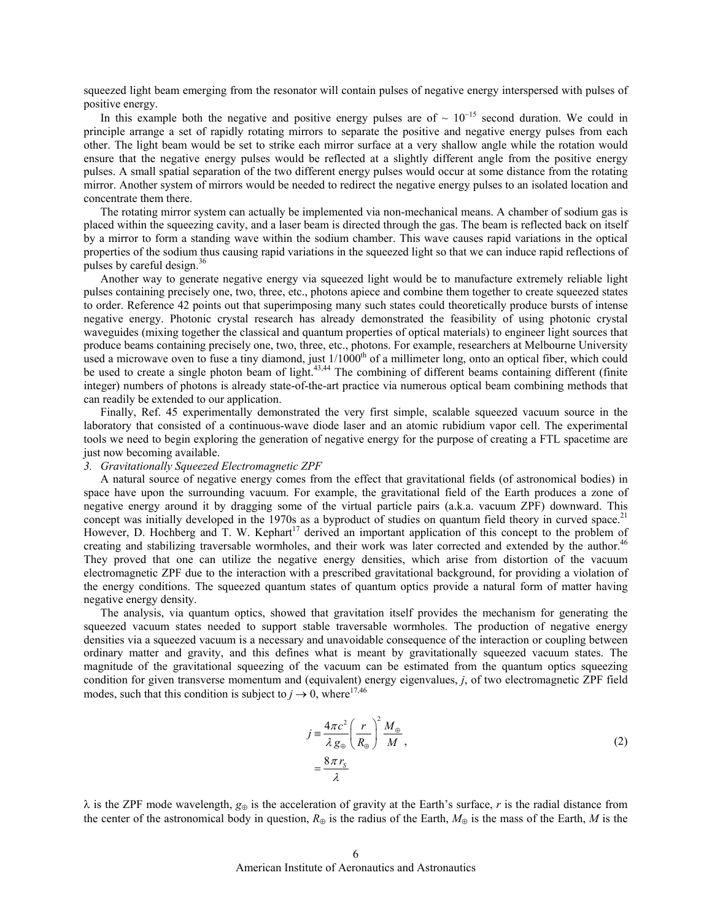squeezed light beam emerging from the resonator will contain pulses of negative energy interspersed with pulses of positive energy.

In this example both the negative and positive energy pulses are of ~ $10^{-15}$ second duration. We could in principle arrange a set of rapidly rotating mirrors to separate the positive and negative energy pulses from each other. The light beam would be set to strike each mirror surface at a very shallow angle while the rotation would ensure that the negative energy pulses would be reflected at a slightly different angle from the positive energy pulses. A small spatial separation of the two different energy pulses would occur at some distance from the rotating mirror. Another system of mirrors would be needed to redirect the negative energy pulses to an isolated location and concentrate them there.

The rotating mirror system can actually be implemented via non-mechanical means. A chamber of sodium gas is placed within the squeezing cavity, and a laser beam is directed through the gas. The beam is reflected back on itself by a mirror to form a standing wave within the sodium chamber. This wave causes rapid variations in the optical properties of the sodium thus causing rapid variations in the squeezed light so that we can induce rapid reflections of pulses by careful design.[36]

Another way to generate negative energy via squeezed light would be to manufacture extremely reliable light pulses containing precisely one, two, three, etc., photons apiece and combine them together to create squeezed states to order. Reference 42 points out that superimposing many such states could theoretically produce bursts of intense negative energy. Photonic crystal research has already demonstrated the feasibility of using photonic crystal waveguides (mixing together the classical and quantum properties of optical materials) to engineer light sources that produce beams containing precisely one, two, three, etc., photons. For example, researchers at Melbourne University used a microwave oven to fuse a tiny diamond, just 1/1000th of a millimeter long, onto an optical fiber, which could be used to create a single photon beam of light.[43,44] The combining of different beams containing different (finite integer) numbers of photons is already state-of-the-art practice via numerous optical beam combining methods that can readily be extended to our application.

Finally, Ref. 45 experimentally demonstrated the very first simple, scalable squeezed vacuum source in the laboratory that consisted of a continuous-wave diode laser and an atomic rubidium vapor cell. The experimental tools we need to begin exploring the generation of negative energy for the purpose of creating a FTL spacetime are just now becoming available.

*3. Gravitationally Squeezed Electromagnetic ZPF*

A natural source of negative energy comes from the effect that gravitational fields (of astronomical bodies) in space have upon the surrounding vacuum. For example, the gravitational field of the Earth produces a zone of negative energy around it by dragging some of the virtual particle pairs (a.k.a. vacuum ZPF) downward. This concept was initially developed in the 1970s as a byproduct of studies on quantum field theory in curved space.[21] However, D. Hochberg and T. W. Kephart[17] derived an important application of this concept to the problem of creating and stabilizing traversable wormholes, and their work was later corrected and extended by the author.[46] They proved that one can utilize the negative energy densities, which arise from distortion of the vacuum electromagnetic ZPF due to the interaction with a prescribed gravitational background, for providing a violation of the energy conditions. The squeezed quantum states of quantum optics provide a natural form of matter having negative energy density.

The analysis, via quantum optics, showed that gravitation itself provides the mechanism for generating the squeezed vacuum states needed to support stable traversable wormholes. The production of negative energy densities via a squeezed vacuum is a necessary and unavoidable consequence of the interaction or coupling between ordinary matter and gravity, and this defines what is meant by gravitationally squeezed vacuum states. The magnitude of the gravitational squeezing of the vacuum can be estimated from the quantum optics squeezing condition for given transverse momentum and (equivalent) energy eigenvalues, $j$, of two electromagnetic ZPF field modes, such that this condition is subject to $j \to 0$, where[17,46]

$$
\begin{aligned}
j &\equiv \frac{4\pi c^2}{\lambda\, g_{\oplus}} \left( \frac{r}{R_{\oplus}} \right)^2 \frac{M_{\oplus}}{M} \,, \\
&= \frac{8\pi\, r_S}{\lambda}
\end{aligned}
\tag{2}
$$

$\lambda$ is the ZPF mode wavelength, $g_{\oplus}$ is the acceleration of gravity at the Earth's surface, $r$ is the radial distance from the center of the astronomical body in question, $R_{\oplus}$ is the radius of the Earth, $M_{\oplus}$ is the mass of the Earth, $M$ is the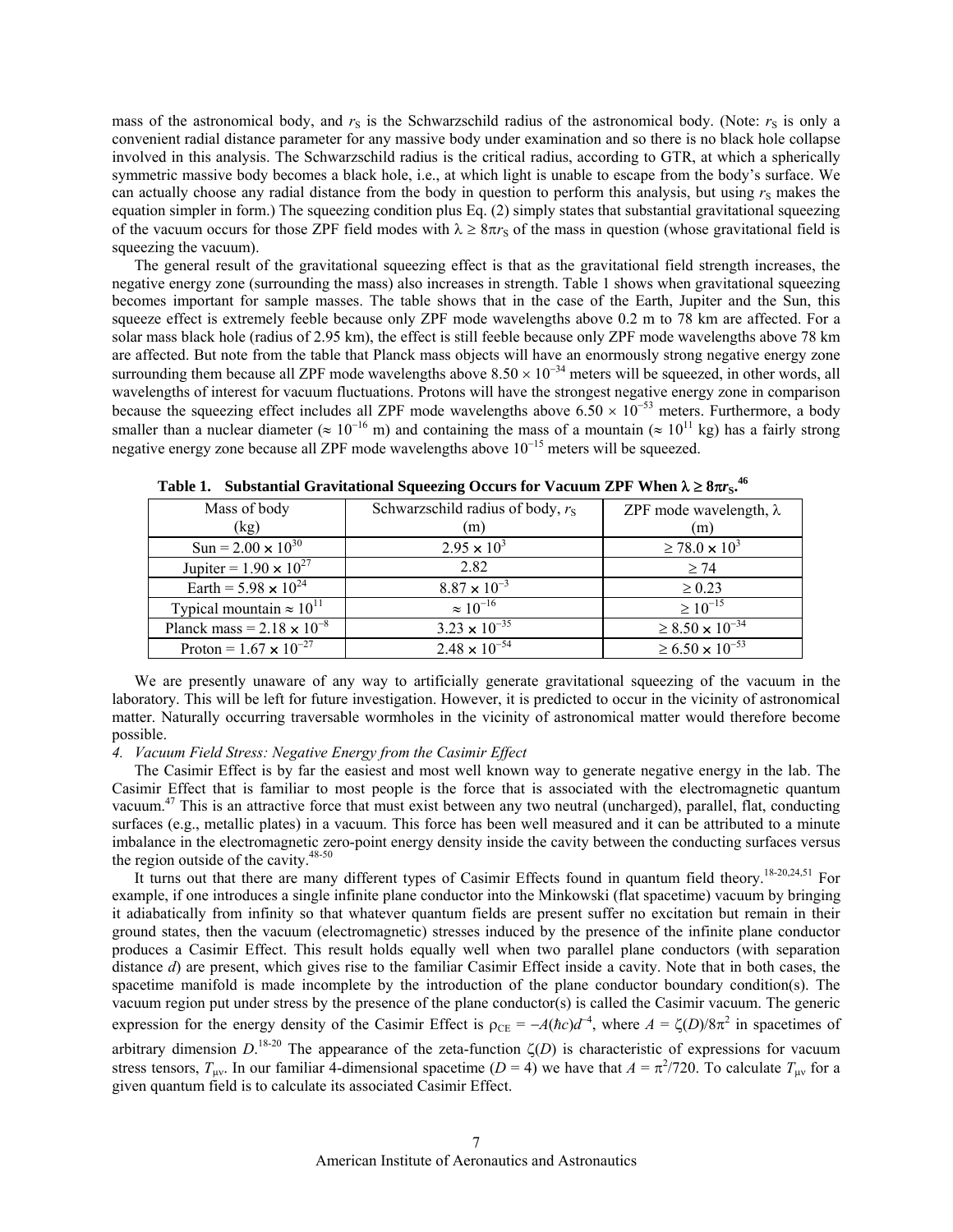mass of the astronomical body, and $r_S$ is the Schwarzschild radius of the astronomical body. (Note: $r_S$ is only a convenient radial distance parameter for any massive body under examination and so there is no black hole collapse involved in this analysis. The Schwarzschild radius is the critical radius, according to GTR, at which a spherically symmetric massive body becomes a black hole, i.e., at which light is unable to escape from the body's surface. We can actually choose any radial distance from the body in question to perform this analysis, but using $r_S$ makes the equation simpler in form.) The squeezing condition plus Eq. (2) simply states that substantial gravitational squeezing of the vacuum occurs for those ZPF field modes with $\lambda \geq 8\pi r_S$ of the mass in question (whose gravitational field is squeezing the vacuum).

The general result of the gravitational squeezing effect is that as the gravitational field strength increases, the negative energy zone (surrounding the mass) also increases in strength. Table 1 shows when gravitational squeezing becomes important for sample masses. The table shows that in the case of the Earth, Jupiter and the Sun, this squeeze effect is extremely feeble because only ZPF mode wavelengths above 0.2 m to 78 km are affected. For a solar mass black hole (radius of 2.95 km), the effect is still feeble because only ZPF mode wavelengths above 78 km are affected. But note from the table that Planck mass objects will have an enormously strong negative energy zone surrounding them because all ZPF mode wavelengths above $8.50 \times 10^{-34}$ meters will be squeezed, in other words, all wavelengths of interest for vacuum fluctuations. Protons will have the strongest negative energy zone in comparison because the squeezing effect includes all ZPF mode wavelengths above $6.50 \times 10^{-53}$ meters. Furthermore, a body smaller than a nuclear diameter ($\approx 10^{-16}$ m) and containing the mass of a mountain ($\approx 10^{11}$ kg) has a fairly strong negative energy zone because all ZPF mode wavelengths above $10^{-15}$ meters will be squeezed.

**Table 1. Substantial Gravitational Squeezing Occurs for Vacuum ZPF When $\lambda \geq 8\pi r_S$.**[46]

| Mass of body (kg) | Schwarzschild radius of body, $r_S$ (m) | ZPF mode wavelength, $\lambda$ (m) |
|---|---|---|
| Sun = $2.00 \times 10^{30}$ | $2.95 \times 10^{3}$ | $\geq 78.0 \times 10^{3}$ |
| Jupiter = $1.90 \times 10^{27}$ | 2.82 | $\geq 74$ |
| Earth = $5.98 \times 10^{24}$ | $8.87 \times 10^{-3}$ | $\geq 0.23$ |
| Typical mountain $\approx 10^{11}$ | $\approx 10^{-16}$ | $\geq 10^{-15}$ |
| Planck mass = $2.18 \times 10^{-8}$ | $3.23 \times 10^{-35}$ | $\geq 8.50 \times 10^{-34}$ |
| Proton = $1.67 \times 10^{-27}$ | $2.48 \times 10^{-54}$ | $\geq 6.50 \times 10^{-53}$ |

We are presently unaware of any way to artificially generate gravitational squeezing of the vacuum in the laboratory. This will be left for future investigation. However, it is predicted to occur in the vicinity of astronomical matter. Naturally occurring traversable wormholes in the vicinity of astronomical matter would therefore become possible.

*4. Vacuum Field Stress: Negative Energy from the Casimir Effect*

The Casimir Effect is by far the easiest and most well known way to generate negative energy in the lab. The Casimir Effect that is familiar to most people is the force that is associated with the electromagnetic quantum vacuum.[47] This is an attractive force that must exist between any two neutral (uncharged), parallel, flat, conducting surfaces (e.g., metallic plates) in a vacuum. This force has been well measured and it can be attributed to a minute imbalance in the electromagnetic zero-point energy density inside the cavity between the conducting surfaces versus the region outside of the cavity.[48-50]

It turns out that there are many different types of Casimir Effects found in quantum field theory.[18-20,24,51] For example, if one introduces a single infinite plane conductor into the Minkowski (flat spacetime) vacuum by bringing it adiabatically from infinity so that whatever quantum fields are present suffer no excitation but remain in their ground states, then the vacuum (electromagnetic) stresses induced by the presence of the infinite plane conductor produces a Casimir Effect. This result holds equally well when two parallel plane conductors (with separation distance $d$) are present, which gives rise to the familiar Casimir Effect inside a cavity. Note that in both cases, the spacetime manifold is made incomplete by the introduction of the plane conductor boundary condition(s). The vacuum region put under stress by the presence of the plane conductor(s) is called the Casimir vacuum. The generic expression for the energy density of the Casimir Effect is $\rho_{CE} = -A(\hbar c)d^{-4}$, where $A = \zeta(D)/8\pi^2$ in spacetimes of arbitrary dimension $D$.[18-20] The appearance of the zeta-function $\zeta(D)$ is characteristic of expressions for vacuum stress tensors, $T_{\mu\nu}$. In our familiar 4-dimensional spacetime ($D = 4$) we have that $A = \pi^2/720$. To calculate $T_{\mu\nu}$ for a given quantum field is to calculate its associated Casimir Effect.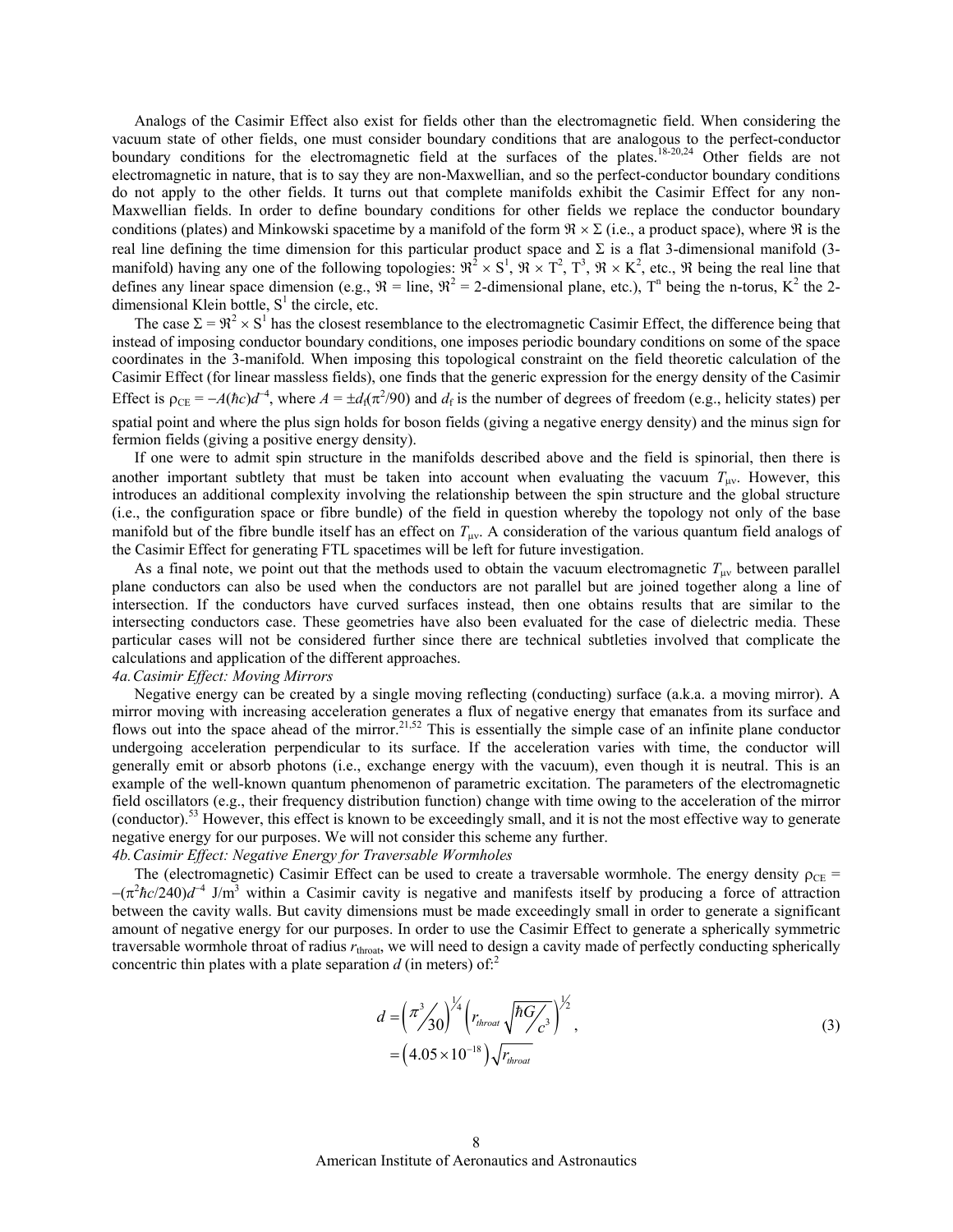Analogs of the Casimir Effect also exist for fields other than the electromagnetic field. When considering the vacuum state of other fields, one must consider boundary conditions that are analogous to the perfect-conductor boundary conditions for the electromagnetic field at the surfaces of the plates.[18-20,24] Other fields are not electromagnetic in nature, that is to say they are non-Maxwellian, and so the perfect-conductor boundary conditions do not apply to the other fields. It turns out that complete manifolds exhibit the Casimir Effect for any non-Maxwellian fields. In order to define boundary conditions for other fields we replace the conductor boundary conditions (plates) and Minkowski spacetime by a manifold of the form $\Re \times \Sigma$ (i.e., a product space), where $\Re$ is the real line defining the time dimension for this particular product space and $\Sigma$ is a flat 3-dimensional manifold (3-manifold) having any one of the following topologies: $\Re^2 \times S^1$, $\Re \times T^2$, $T^3$, $\Re \times K^2$, etc., $\Re$ being the real line that defines any linear space dimension (e.g., $\Re$ = line, $\Re^2$ = 2-dimensional plane, etc.), $T^n$ being the n-torus, $K^2$ the 2-dimensional Klein bottle, $S^1$ the circle, etc.

The case $\Sigma = \Re^2 \times S^1$ has the closest resemblance to the electromagnetic Casimir Effect, the difference being that instead of imposing conductor boundary conditions, one imposes periodic boundary conditions on some of the space coordinates in the 3-manifold. When imposing this topological constraint on the field theoretic calculation of the Casimir Effect (for linear massless fields), one finds that the generic expression for the energy density of the Casimir Effect is $\rho_{CE} = -A(\hbar c)d^{-4}$, where $A = \pm d_f(\pi^2/90)$ and $d_f$ is the number of degrees of freedom (e.g., helicity states) per spatial point and where the plus sign holds for boson fields (giving a negative energy density) and the minus sign for fermion fields (giving a positive energy density).

If one were to admit spin structure in the manifolds described above and the field is spinorial, then there is another important subtlety that must be taken into account when evaluating the vacuum $T_{\mu\nu}$. However, this introduces an additional complexity involving the relationship between the spin structure and the global structure (i.e., the configuration space or fibre bundle) of the field in question whereby the topology not only of the base manifold but of the fibre bundle itself has an effect on $T_{\mu\nu}$. A consideration of the various quantum field analogs of the Casimir Effect for generating FTL spacetimes will be left for future investigation.

As a final note, we point out that the methods used to obtain the vacuum electromagnetic $T_{\mu\nu}$ between parallel plane conductors can also be used when the conductors are not parallel but are joined together along a line of intersection. If the conductors have curved surfaces instead, then one obtains results that are similar to the intersecting conductors case. These geometries have also been evaluated for the case of dielectric media. These particular cases will not be considered further since there are technical subtleties involved that complicate the calculations and application of the different approaches.

*4a. Casimir Effect: Moving Mirrors*

Negative energy can be created by a single moving reflecting (conducting) surface (a.k.a. a moving mirror). A mirror moving with increasing acceleration generates a flux of negative energy that emanates from its surface and flows out into the space ahead of the mirror.[21,52] This is essentially the simple case of an infinite plane conductor undergoing acceleration perpendicular to its surface. If the acceleration varies with time, the conductor will generally emit or absorb photons (i.e., exchange energy with the vacuum), even though it is neutral. This is an example of the well-known quantum phenomenon of parametric excitation. The parameters of the electromagnetic field oscillators (e.g., their frequency distribution function) change with time owing to the acceleration of the mirror (conductor).[53] However, this effect is known to be exceedingly small, and it is not the most effective way to generate negative energy for our purposes. We will not consider this scheme any further.

*4b. Casimir Effect: Negative Energy for Traversable Wormholes*

The (electromagnetic) Casimir Effect can be used to create a traversable wormhole. The energy density $\rho_{CE} = -(\pi^2\hbar c/240)d^{-4}$ J/m$^3$ within a Casimir cavity is negative and manifests itself by producing a force of attraction between the cavity walls. But cavity dimensions must be made exceedingly small in order to generate a significant amount of negative energy for our purposes. In order to use the Casimir Effect to generate a spherically symmetric traversable wormhole throat of radius $r_{throat}$, we will need to design a cavity made of perfectly conducting spherically concentric thin plates with a plate separation $d$ (in meters) of:[2]

$$
\begin{aligned}
d &= \left(\pi^3/30\right)^{1/4}\left(r_{throat}\sqrt{\hbar G/c^3}\right)^{1/2}, \\
&= \left(4.05\times10^{-18}\right)\sqrt{r_{throat}}
\end{aligned}
\tag{3}
$$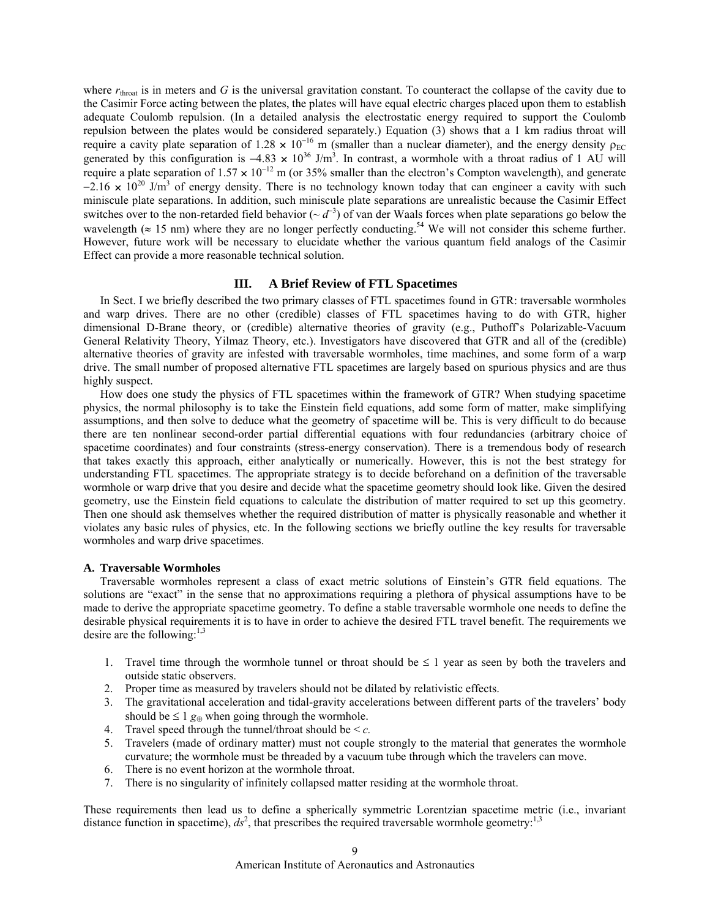where $r_{\text{throat}}$ is in meters and $G$ is the universal gravitation constant. To counteract the collapse of the cavity due to the Casimir Force acting between the plates, the plates will have equal electric charges placed upon them to establish adequate Coulomb repulsion. (In a detailed analysis the electrostatic energy required to support the Coulomb repulsion between the plates would be considered separately.) Equation (3) shows that a 1 km radius throat will require a cavity plate separation of $1.28 \times 10^{-16}$ m (smaller than a nuclear diameter), and the energy density $\rho_{EC}$ generated by this configuration is $-4.83 \times 10^{36}$ J/m$^3$. In contrast, a wormhole with a throat radius of 1 AU will require a plate separation of $1.57 \times 10^{-12}$ m (or 35% smaller than the electron's Compton wavelength), and generate $-2.16 \times 10^{20}$ J/m$^3$ of energy density. There is no technology known today that can engineer a cavity with such miniscule plate separations. In addition, such miniscule plate separations are unrealistic because the Casimir Effect switches over to the non-retarded field behavior ($\sim d^{-3}$) of van der Waals forces when plate separations go below the wavelength ($\approx$ 15 nm) where they are no longer perfectly conducting.[54] We will not consider this scheme further. However, future work will be necessary to elucidate whether the various quantum field analogs of the Casimir Effect can provide a more reasonable technical solution.

## III. A Brief Review of FTL Spacetimes

In Sect. I we briefly described the two primary classes of FTL spacetimes found in GTR: traversable wormholes and warp drives. There are no other (credible) classes of FTL spacetimes having to do with GTR, higher dimensional D-Brane theory, or (credible) alternative theories of gravity (e.g., Puthoff's Polarizable-Vacuum General Relativity Theory, Yilmaz Theory, etc.). Investigators have discovered that GTR and all of the (credible) alternative theories of gravity are infested with traversable wormholes, time machines, and some form of a warp drive. The small number of proposed alternative FTL spacetimes are largely based on spurious physics and are thus highly suspect.

How does one study the physics of FTL spacetimes within the framework of GTR? When studying spacetime physics, the normal philosophy is to take the Einstein field equations, add some form of matter, make simplifying assumptions, and then solve to deduce what the geometry of spacetime will be. This is very difficult to do because there are ten nonlinear second-order partial differential equations with four redundancies (arbitrary choice of spacetime coordinates) and four constraints (stress-energy conservation). There is a tremendous body of research that takes exactly this approach, either analytically or numerically. However, this is not the best strategy for understanding FTL spacetimes. The appropriate strategy is to decide beforehand on a definition of the traversable wormhole or warp drive that you desire and decide what the spacetime geometry should look like. Given the desired geometry, use the Einstein field equations to calculate the distribution of matter required to set up this geometry. Then one should ask themselves whether the required distribution of matter is physically reasonable and whether it violates any basic rules of physics, etc. In the following sections we briefly outline the key results for traversable wormholes and warp drive spacetimes.

### A. Traversable Wormholes

Traversable wormholes represent a class of exact metric solutions of Einstein's GTR field equations. The solutions are "exact" in the sense that no approximations requiring a plethora of physical assumptions have to be made to derive the appropriate spacetime geometry. To define a stable traversable wormhole one needs to define the desirable physical requirements it is to have in order to achieve the desired FTL travel benefit. The requirements we desire are the following:[1,3]

1. Travel time through the wormhole tunnel or throat should be $\leq$ 1 year as seen by both the travelers and outside static observers.
2. Proper time as measured by travelers should not be dilated by relativistic effects.
3. The gravitational acceleration and tidal-gravity accelerations between different parts of the travelers' body should be $\leq 1\ g_{\oplus}$ when going through the wormhole.
4. Travel speed through the tunnel/throat should be $< c$.
5. Travelers (made of ordinary matter) must not couple strongly to the material that generates the wormhole curvature; the wormhole must be threaded by a vacuum tube through which the travelers can move.
6. There is no event horizon at the wormhole throat.
7. There is no singularity of infinitely collapsed matter residing at the wormhole throat.

These requirements then lead us to define a spherically symmetric Lorentzian spacetime metric (i.e., invariant distance function in spacetime), $ds^2$, that prescribes the required traversable wormhole geometry:[1,3]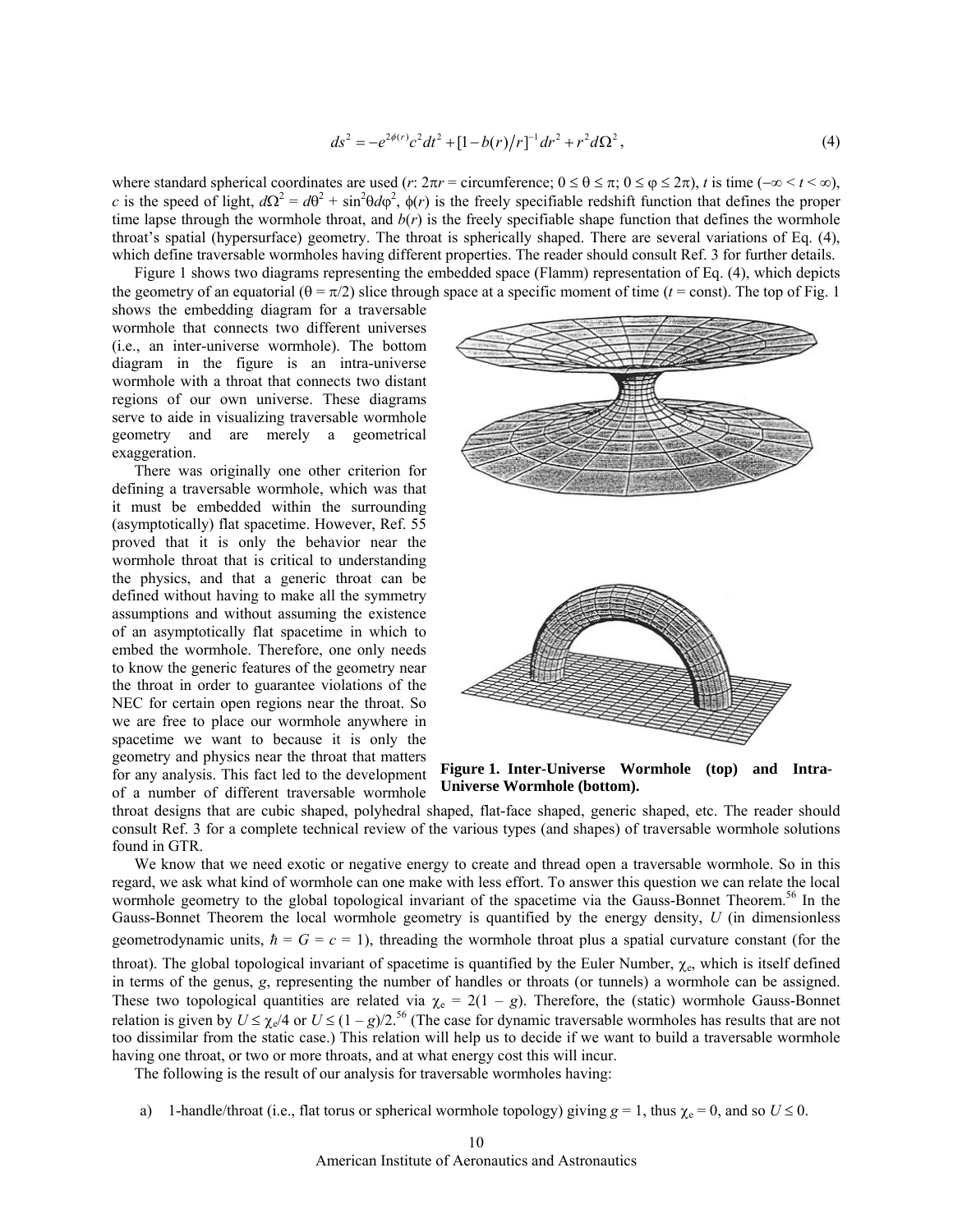$$ds^2 = -e^{2\phi(r)}c^2dt^2 + [1 - b(r)/r]^{-1}dr^2 + r^2d\Omega^2, \tag{4}$$

where standard spherical coordinates are used ($r$: $2\pi r$ = circumference; $0 \le \theta \le \pi$; $0 \le \varphi \le 2\pi$), $t$ is time ($-\infty < t < \infty$), $c$ is the speed of light, $d\Omega^2 = d\theta^2 + \sin^2\theta d\varphi^2$, $\phi(r)$ is the freely specifiable redshift function that defines the proper time lapse through the wormhole throat, and $b(r)$ is the freely specifiable shape function that defines the wormhole throat's spatial (hypersurface) geometry. The throat is spherically shaped. There are several variations of Eq. (4), which define traversable wormholes having different properties. The reader should consult Ref. 3 for further details.

Figure 1 shows two diagrams representing the embedded space (Flamm) representation of Eq. (4), which depicts the geometry of an equatorial ($\theta = \pi/2$) slice through space at a specific moment of time ($t$ = const). The top of Fig. 1 shows the embedding diagram for a traversable wormhole that connects two different universes (i.e., an inter-universe wormhole). The bottom diagram in the figure is an intra-universe wormhole with a throat that connects two distant regions of our own universe. These diagrams serve to aide in visualizing traversable wormhole geometry and are merely a geometrical exaggeration.

**Figure 1. Inter-Universe Wormhole (top) and Intra-Universe Wormhole (bottom).**

There was originally one other criterion for defining a traversable wormhole, which was that it must be embedded within the surrounding (asymptotically) flat spacetime. However, Ref. 55 proved that it is only the behavior near the wormhole throat that is critical to understanding the physics, and that a generic throat can be defined without having to make all the symmetry assumptions and without assuming the existence of an asymptotically flat spacetime in which to embed the wormhole. Therefore, one only needs to know the generic features of the geometry near the throat in order to guarantee violations of the NEC for certain open regions near the throat. So we are free to place our wormhole anywhere in spacetime we want to because it is only the geometry and physics near the throat that matters for any analysis. This fact led to the development of a number of different traversable wormhole throat designs that are cubic shaped, polyhedral shaped, flat-face shaped, generic shaped, etc. The reader should consult Ref. 3 for a complete technical review of the various types (and shapes) of traversable wormhole solutions found in GTR.

We know that we need exotic or negative energy to create and thread open a traversable wormhole. So in this regard, we ask what kind of wormhole can one make with less effort. To answer this question we can relate the local wormhole geometry to the global topological invariant of the spacetime via the Gauss-Bonnet Theorem.[56] In the Gauss-Bonnet Theorem the local wormhole geometry is quantified by the energy density, $U$ (in dimensionless geometrodynamic units, $\hbar = G = c = 1$), threading the wormhole throat plus a spatial curvature constant (for the throat). The global topological invariant of spacetime is quantified by the Euler Number, $\chi_e$, which is itself defined in terms of the genus, $g$, representing the number of handles or throats (or tunnels) a wormhole can be assigned. These two topological quantities are related via $\chi_e = 2(1 - g)$. Therefore, the (static) wormhole Gauss-Bonnet relation is given by $U \le \chi_e/4$ or $U \le (1 - g)/2$.[56] (The case for dynamic traversable wormholes has results that are not too dissimilar from the static case.) This relation will help us to decide if we want to build a traversable wormhole having one throat, or two or more throats, and at what energy cost this will incur.

The following is the result of our analysis for traversable wormholes having:

a) 1-handle/throat (i.e., flat torus or spherical wormhole topology) giving $g = 1$, thus $\chi_e = 0$, and so $U \le 0$.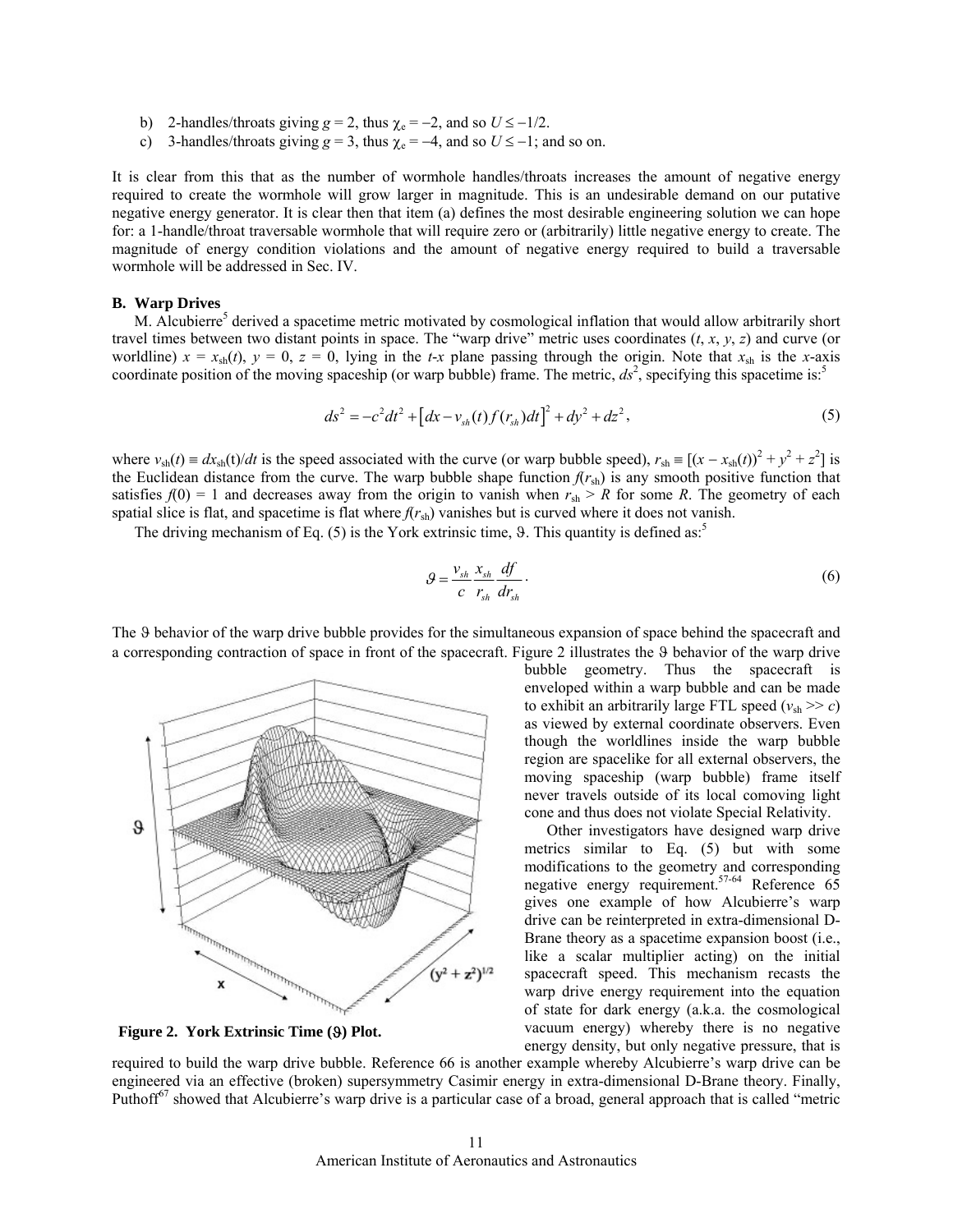b) 2-handles/throats giving $g = 2$, thus $\chi_e = -2$, and so $U \leq -1/2$.

c) 3-handles/throats giving $g = 3$, thus $\chi_e = -4$, and so $U \leq -1$; and so on.

It is clear from this that as the number of wormhole handles/throats increases the amount of negative energy required to create the wormhole will grow larger in magnitude. This is an undesirable demand on our putative negative energy generator. It is clear then that item (a) defines the most desirable engineering solution we can hope for: a 1-handle/throat traversable wormhole that will require zero or (arbitrarily) little negative energy to create. The magnitude of energy condition violations and the amount of negative energy required to build a traversable wormhole will be addressed in Sec. IV.

### B. Warp Drives

M. Alcubierre[5] derived a spacetime metric motivated by cosmological inflation that would allow arbitrarily short travel times between two distant points in space. The "warp drive" metric uses coordinates ($t$, $x$, $y$, $z$) and curve (or worldline) $x = x_{sh}(t)$, $y = 0$, $z = 0$, lying in the $t$-$x$ plane passing through the origin. Note that $x_{sh}$ is the $x$-axis coordinate position of the moving spaceship (or warp bubble) frame. The metric, $ds^2$, specifying this spacetime is:[5]

$$ds^2 = -c^2dt^2 + \left[dx - v_{sh}(t)f(r_{sh})dt\right]^2 + dy^2 + dz^2, \tag{5}$$

where $v_{sh}(t) \equiv dx_{sh}(t)/dt$ is the speed associated with the curve (or warp bubble speed), $r_{sh} \equiv [(x - x_{sh}(t))^2 + y^2 + z^2]$ is the Euclidean distance from the curve. The warp bubble shape function $f(r_{sh})$ is any smooth positive function that satisfies $f(0) = 1$ and decreases away from the origin to vanish when $r_{sh} > R$ for some $R$. The geometry of each spatial slice is flat, and spacetime is flat where $f(r_{sh})$ vanishes but is curved where it does not vanish.

The driving mechanism of Eq. (5) is the York extrinsic time, $\vartheta$. This quantity is defined as:[5]

$$\vartheta = \frac{v_{sh}}{c}\frac{x_{sh}}{r_{sh}}\frac{df}{dr_{sh}}. \tag{6}$$

The $\vartheta$ behavior of the warp drive bubble provides for the simultaneous expansion of space behind the spacecraft and a corresponding contraction of space in front of the spacecraft. Figure 2 illustrates the $\vartheta$ behavior of the warp drive bubble geometry. Thus the spacecraft is enveloped within a warp bubble and can be made to exhibit an arbitrarily large FTL speed ($v_{sh} >> c$) as viewed by external coordinate observers. Even though the worldlines inside the warp bubble region are spacelike for all external observers, the moving spaceship (warp bubble) frame itself never travels outside of its local comoving light cone and thus does not violate Special Relativity.

**Figure 2. York Extrinsic Time ($\vartheta$) Plot.**

Other investigators have designed warp drive metrics similar to Eq. (5) but with some modifications to the geometry and corresponding negative energy requirement.[57-64] Reference 65 gives one example of how Alcubierre's warp drive can be reinterpreted in extra-dimensional D-Brane theory as a spacetime expansion boost (i.e., like a scalar multiplier acting) on the initial spacecraft speed. This mechanism recasts the warp drive energy requirement into the equation of state for dark energy (a.k.a. the cosmological vacuum energy) whereby there is no negative energy density, but only negative pressure, that is required to build the warp drive bubble. Reference 66 is another example whereby Alcubierre's warp drive can be engineered via an effective (broken) supersymmetry Casimir energy in extra-dimensional D-Brane theory. Finally, Puthoff[67] showed that Alcubierre's warp drive is a particular case of a broad, general approach that is called "metric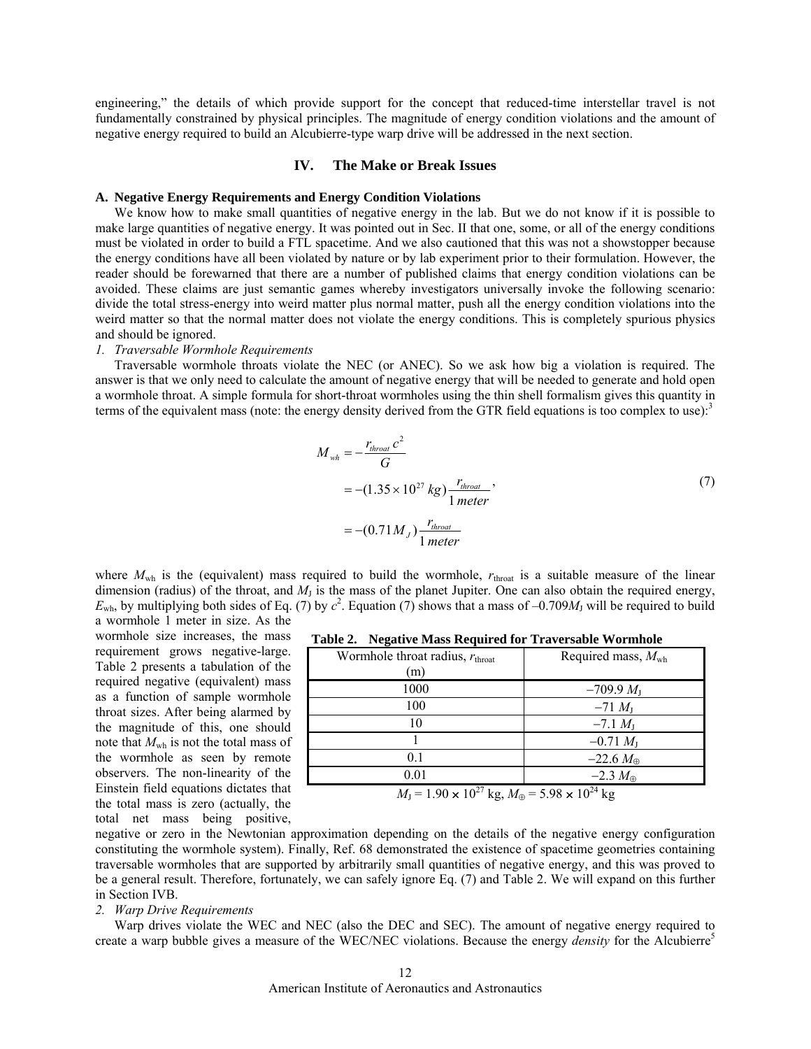engineering," the details of which provide support for the concept that reduced-time interstellar travel is not fundamentally constrained by physical principles. The magnitude of energy condition violations and the amount of negative energy required to build an Alcubierre-type warp drive will be addressed in the next section.

## IV. The Make or Break Issues

### A. Negative Energy Requirements and Energy Condition Violations

We know how to make small quantities of negative energy in the lab. But we do not know if it is possible to make large quantities of negative energy. It was pointed out in Sec. II that one, some, or all of the energy conditions must be violated in order to build a FTL spacetime. And we also cautioned that this was not a showstopper because the energy conditions have all been violated by nature or by lab experiment prior to their formulation. However, the reader should be forewarned that there are a number of published claims that energy condition violations can be avoided. These claims are just semantic games whereby investigators universally invoke the following scenario: divide the total stress-energy into weird matter plus normal matter, push all the energy condition violations into the weird matter so that the normal matter does not violate the energy conditions. This is completely spurious physics and should be ignored.

*1. Traversable Wormhole Requirements*

Traversable wormhole throats violate the NEC (or ANEC). So we ask how big a violation is required. The answer is that we only need to calculate the amount of negative energy that will be needed to generate and hold open a wormhole throat. A simple formula for short-throat wormholes using the thin shell formalism gives this quantity in terms of the equivalent mass (note: the energy density derived from the GTR field equations is too complex to use):[3]

$$\begin{aligned} M_{wh} &= -\frac{r_{throat}\, c^2}{G} \\ &= -(1.35 \times 10^{27}\, kg)\frac{r_{throat}}{1\, meter}, \\ &= -(0.71 M_J)\frac{r_{throat}}{1\, meter} \end{aligned} \tag{7}$$

where $M_{wh}$ is the (equivalent) mass required to build the wormhole, $r_{throat}$ is a suitable measure of the linear dimension (radius) of the throat, and $M_J$ is the mass of the planet Jupiter. One can also obtain the required energy, $E_{wh}$, by multiplying both sides of Eq. (7) by $c^2$. Equation (7) shows that a mass of $-0.709M_J$ will be required to build a wormhole 1 meter in size. As the wormhole size increases, the mass requirement grows negative-large. Table 2 presents a tabulation of the required negative (equivalent) mass as a function of sample wormhole throat sizes. After being alarmed by the magnitude of this, one should note that $M_{wh}$ is not the total mass of the wormhole as seen by remote observers. The non-linearity of the Einstein field equations dictates that the total mass is zero (actually, the total net mass being positive, negative or zero in the Newtonian approximation depending on the details of the negative energy configuration constituting the wormhole system). Finally, Ref. 68 demonstrated the existence of spacetime geometries containing traversable wormholes that are supported by arbitrarily small quantities of negative energy, and this was proved to be a general result. Therefore, fortunately, we can safely ignore Eq. (7) and Table 2. We will expand on this further in Section IVB.

**Table 2. Negative Mass Required for Traversable Wormhole**

| Wormhole throat radius, $r_{throat}$ (m) | Required mass, $M_{wh}$ |
|---|---|
| 1000 | $-709.9\ M_J$ |
| 100 | $-71\ M_J$ |
| 10 | $-7.1\ M_J$ |
| 1 | $-0.71\ M_J$ |
| 0.1 | $-22.6\ M_\oplus$ |
| 0.01 | $-2.3\ M_\oplus$ |

$M_J = 1.90 \times 10^{27}$ kg, $M_\oplus = 5.98 \times 10^{24}$ kg

*2. Warp Drive Requirements*

Warp drives violate the WEC and NEC (also the DEC and SEC). The amount of negative energy required to create a warp bubble gives a measure of the WEC/NEC violations. Because the energy *density* for the Alcubierre[5]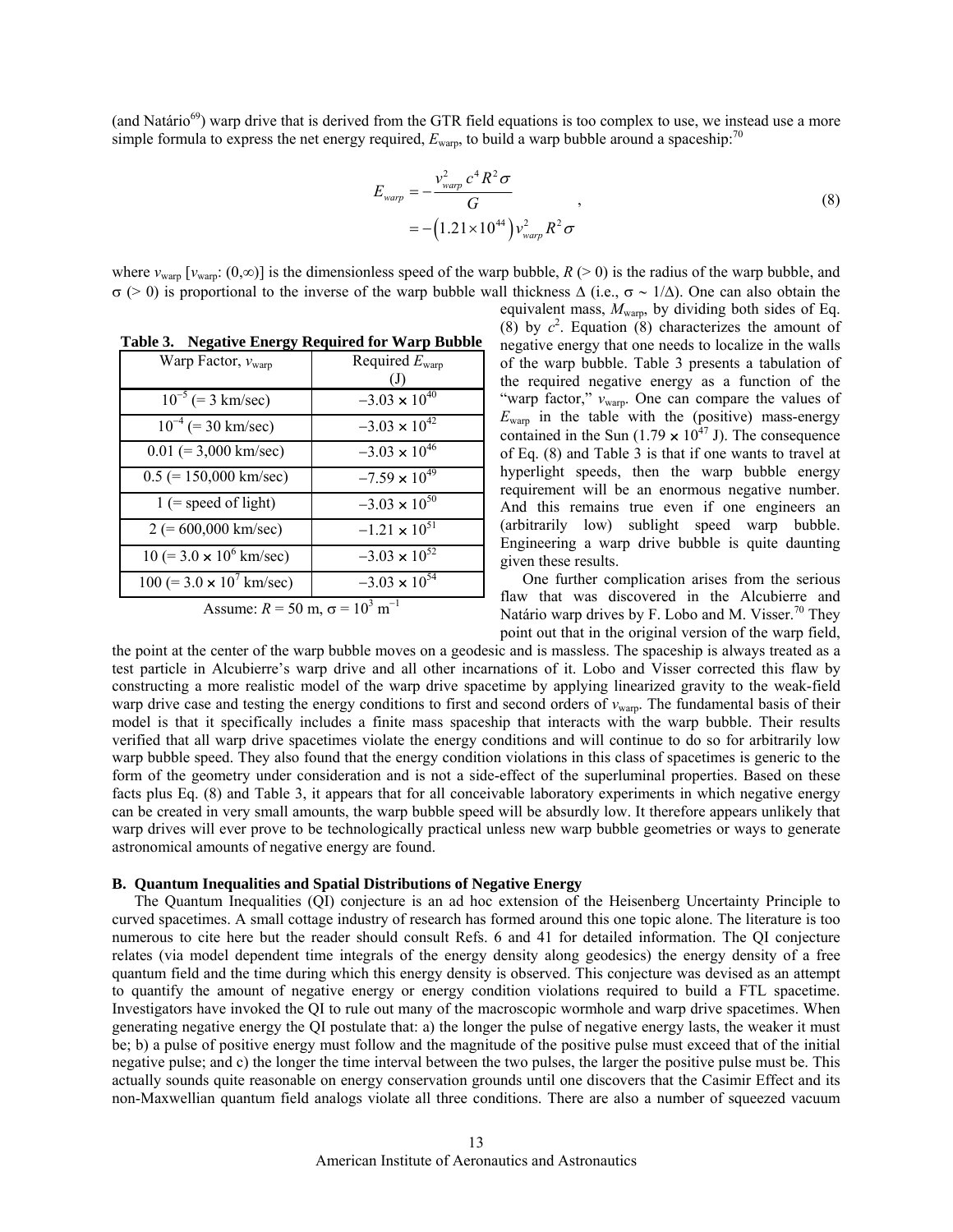(and Natário[69]) warp drive that is derived from the GTR field equations is too complex to use, we instead use a more simple formula to express the net energy required, $E_{warp}$, to build a warp bubble around a spaceship:[70]

$$E_{warp} = -\frac{v_{warp}^2 c^4 R^2 \sigma}{G} = -\left(1.21\times10^{44}\right) v_{warp}^2 R^2 \sigma \quad , \tag{8}$$

where $v_{warp}$ [$v_{warp}$: $(0,\infty)$] is the dimensionless speed of the warp bubble, $R$ (> 0) is the radius of the warp bubble, and $\sigma$ (> 0) is proportional to the inverse of the warp bubble wall thickness $\Delta$ (i.e., $\sigma \sim 1/\Delta$). One can also obtain the equivalent mass, $M_{warp}$, by dividing both sides of Eq. (8) by $c^2$. Equation (8) characterizes the amount of negative energy that one needs to localize in the walls of the warp bubble. Table 3 presents a tabulation of the required negative energy as a function of the "warp factor," $v_{warp}$. One can compare the values of $E_{warp}$ in the table with the (positive) mass-energy contained in the Sun ($1.79 \times 10^{47}$ J). The consequence of Eq. (8) and Table 3 is that if one wants to travel at hyperlight speeds, then the warp bubble energy requirement will be an enormous negative number. And this remains true even if one engineers an (arbitrarily low) sublight speed warp bubble. Engineering a warp drive bubble is quite daunting given these results.

**Table 3. Negative Energy Required for Warp Bubble**

| Warp Factor, $v_{warp}$ | Required $E_{warp}$ (J) |
|---|---|
| $10^{-5}$ (= 3 km/sec) | $-3.03 \times 10^{40}$ |
| $10^{-4}$ (= 30 km/sec) | $-3.03 \times 10^{42}$ |
| 0.01 (= 3,000 km/sec) | $-3.03 \times 10^{46}$ |
| 0.5 (= 150,000 km/sec) | $-7.59 \times 10^{49}$ |
| 1 (= speed of light) | $-3.03 \times 10^{50}$ |
| 2 (= 600,000 km/sec) | $-1.21 \times 10^{51}$ |
| 10 (= $3.0 \times 10^6$ km/sec) | $-3.03 \times 10^{52}$ |
| 100 (= $3.0 \times 10^7$ km/sec) | $-3.03 \times 10^{54}$ |

Assume: $R = 50$ m, $\sigma = 10^3$ m$^{-1}$

One further complication arises from the serious flaw that was discovered in the Alcubierre and Natário warp drives by F. Lobo and M. Visser.[70] They point out that in the original version of the warp field, the point at the center of the warp bubble moves on a geodesic and is massless. The spaceship is always treated as a test particle in Alcubierre's warp drive and all other incarnations of it. Lobo and Visser corrected this flaw by constructing a more realistic model of the warp drive spacetime by applying linearized gravity to the weak-field warp drive case and testing the energy conditions to first and second orders of $v_{warp}$. The fundamental basis of their model is that it specifically includes a finite mass spaceship that interacts with the warp bubble. Their results verified that all warp drive spacetimes violate the energy conditions and will continue to do so for arbitrarily low warp bubble speed. They also found that the energy condition violations in this class of spacetimes is generic to the form of the geometry under consideration and is not a side-effect of the superluminal properties. Based on these facts plus Eq. (8) and Table 3, it appears that for all conceivable laboratory experiments in which negative energy can be created in very small amounts, the warp bubble speed will be absurdly low. It therefore appears unlikely that warp drives will ever prove to be technologically practical unless new warp bubble geometries or ways to generate astronomical amounts of negative energy are found.

### B. Quantum Inequalities and Spatial Distributions of Negative Energy

The Quantum Inequalities (QI) conjecture is an ad hoc extension of the Heisenberg Uncertainty Principle to curved spacetimes. A small cottage industry of research has formed around this one topic alone. The literature is too numerous to cite here but the reader should consult Refs. 6 and 41 for detailed information. The QI conjecture relates (via model dependent time integrals of the energy density along geodesics) the energy density of a free quantum field and the time during which this energy density is observed. This conjecture was devised as an attempt to quantify the amount of negative energy or energy condition violations required to build a FTL spacetime. Investigators have invoked the QI to rule out many of the macroscopic wormhole and warp drive spacetimes. When generating negative energy the QI postulate that: a) the longer the pulse of negative energy lasts, the weaker it must be; b) a pulse of positive energy must follow and the magnitude of the positive pulse must exceed that of the initial negative pulse; and c) the longer the time interval between the two pulses, the larger the positive pulse must be. This actually sounds quite reasonable on energy conservation grounds until one discovers that the Casimir Effect and its non-Maxwellian quantum field analogs violate all three conditions. There are also a number of squeezed vacuum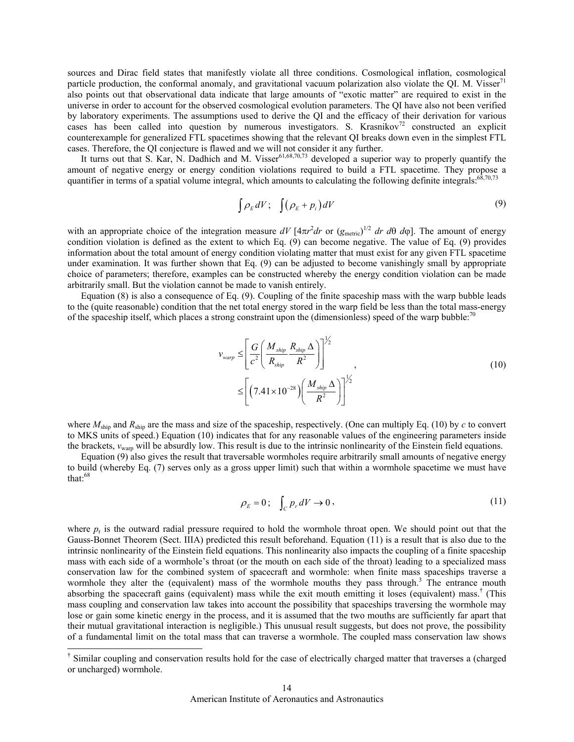sources and Dirac field states that manifestly violate all three conditions. Cosmological inflation, cosmological particle production, the conformal anomaly, and gravitational vacuum polarization also violate the QI. M. Visser[71] also points out that observational data indicate that large amounts of "exotic matter" are required to exist in the universe in order to account for the observed cosmological evolution parameters. The QI have also not been verified by laboratory experiments. The assumptions used to derive the QI and the efficacy of their derivation for various cases has been called into question by numerous investigators. S. Krasnikov[72] constructed an explicit counterexample for generalized FTL spacetimes showing that the relevant QI breaks down even in the simplest FTL cases. Therefore, the QI conjecture is flawed and we will not consider it any further.

It turns out that S. Kar, N. Dadhich and M. Visser[61,68,70,73] developed a superior way to properly quantify the amount of negative energy or energy condition violations required to build a FTL spacetime. They propose a quantifier in terms of a spatial volume integral, which amounts to calculating the following definite integrals:[68,70,73]

$$\int \rho_E \, dV \, ; \quad \int \left( \rho_E + p_i \right) dV \tag{9}$$

with an appropriate choice of the integration measure $dV$ [$4\pi r^2 dr$ or $(g_{\text{metric}})^{1/2}\, dr\, d\theta\, d\varphi$]. The amount of energy condition violation is defined as the extent to which Eq. (9) can become negative. The value of Eq. (9) provides information about the total amount of energy condition violating matter that must exist for any given FTL spacetime under examination. It was further shown that Eq. (9) can be adjusted to become vanishingly small by appropriate choice of parameters; therefore, examples can be constructed whereby the energy condition violation can be made arbitrarily small. But the violation cannot be made to vanish entirely.

Equation (8) is also a consequence of Eq. (9). Coupling of the finite spaceship mass with the warp bubble leads to the (quite reasonable) condition that the net total energy stored in the warp field be less than the total mass-energy of the spaceship itself, which places a strong constraint upon the (dimensionless) speed of the warp bubble:[70]

$$\begin{aligned} v_{warp} &\le \left[ \frac{G}{c^2} \left( \frac{M_{ship}}{R_{ship}} \frac{R_{ship}\,\Delta}{R^2} \right) \right]^{1/2} \\ &\le \left[ \left( 7.41 \times 10^{-28} \right) \left( \frac{M_{ship}\,\Delta}{R^2} \right) \right]^{1/2} \end{aligned} , \tag{10}$$

where $M_{ship}$ and $R_{ship}$ are the mass and size of the spaceship, respectively. (One can multiply Eq. (10) by $c$ to convert to MKS units of speed.) Equation (10) indicates that for any reasonable values of the engineering parameters inside the brackets, $v_{warp}$ will be absurdly low. This result is due to the intrinsic nonlinearity of the Einstein field equations.

Equation (9) also gives the result that traversable wormholes require arbitrarily small amounts of negative energy to build (whereby Eq. (7) serves only as a gross upper limit) such that within a wormhole spacetime we must have that:[68]

$$\rho_E = 0 \, ; \quad \int_C p_r \, dV \to 0 \, , \tag{11}$$

where $p_r$ is the outward radial pressure required to hold the wormhole throat open. We should point out that the Gauss-Bonnet Theorem (Sect. IIIA) predicted this result beforehand. Equation (11) is a result that is also due to the intrinsic nonlinearity of the Einstein field equations. This nonlinearity also impacts the coupling of a finite spaceship mass with each side of a wormhole's throat (or the mouth on each side of the throat) leading to a specialized mass conservation law for the combined system of spacecraft and wormhole: when finite mass spaceships traverse a wormhole they alter the (equivalent) mass of the wormhole mouths they pass through.[3] The entrance mouth absorbing the spacecraft gains (equivalent) mass while the exit mouth emitting it loses (equivalent) mass.[†] (This mass coupling and conservation law takes into account the possibility that spaceships traversing the wormhole may lose or gain some kinetic energy in the process, and it is assumed that the two mouths are sufficiently far apart that their mutual gravitational interaction is negligible.) This unusual result suggests, but does not prove, the possibility of a fundamental limit on the total mass that can traverse a wormhole. The coupled mass conservation law shows

[†] Similar coupling and conservation results hold for the case of electrically charged matter that traverses a (charged or uncharged) wormhole.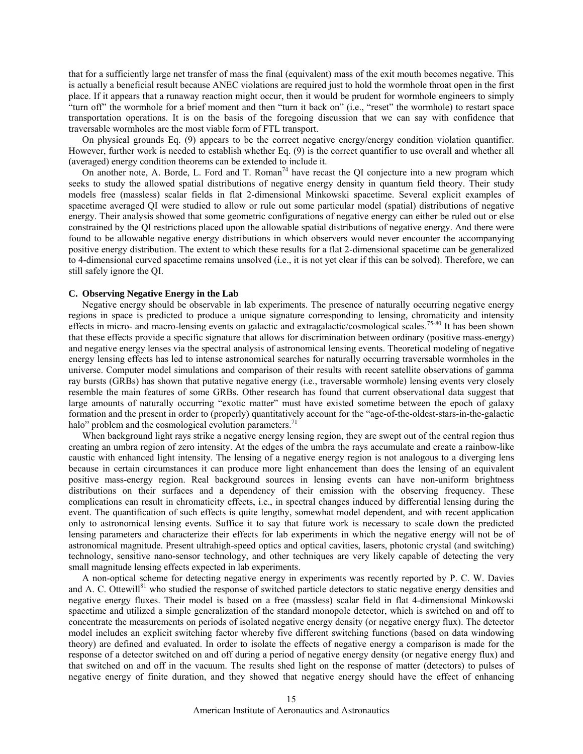that for a sufficiently large net transfer of mass the final (equivalent) mass of the exit mouth becomes negative. This is actually a beneficial result because ANEC violations are required just to hold the wormhole throat open in the first place. If it appears that a runaway reaction might occur, then it would be prudent for wormhole engineers to simply "turn off" the wormhole for a brief moment and then "turn it back on" (i.e., "reset" the wormhole) to restart space transportation operations. It is on the basis of the foregoing discussion that we can say with confidence that traversable wormholes are the most viable form of FTL transport.

On physical grounds Eq. (9) appears to be the correct negative energy/energy condition violation quantifier. However, further work is needed to establish whether Eq. (9) is the correct quantifier to use overall and whether all (averaged) energy condition theorems can be extended to include it.

On another note, A. Borde, L. Ford and T. Roman[74] have recast the QI conjecture into a new program which seeks to study the allowed spatial distributions of negative energy density in quantum field theory. Their study models free (massless) scalar fields in flat 2-dimensional Minkowski spacetime. Several explicit examples of spacetime averaged QI were studied to allow or rule out some particular model (spatial) distributions of negative energy. Their analysis showed that some geometric configurations of negative energy can either be ruled out or else constrained by the QI restrictions placed upon the allowable spatial distributions of negative energy. And there were found to be allowable negative energy distributions in which observers would never encounter the accompanying positive energy distribution. The extent to which these results for a flat 2-dimensional spacetime can be generalized to 4-dimensional curved spacetime remains unsolved (i.e., it is not yet clear if this can be solved). Therefore, we can still safely ignore the QI.

### C. Observing Negative Energy in the Lab

Negative energy should be observable in lab experiments. The presence of naturally occurring negative energy regions in space is predicted to produce a unique signature corresponding to lensing, chromaticity and intensity effects in micro- and macro-lensing events on galactic and extragalactic/cosmological scales.[75-80] It has been shown that these effects provide a specific signature that allows for discrimination between ordinary (positive mass-energy) and negative energy lenses via the spectral analysis of astronomical lensing events. Theoretical modeling of negative energy lensing effects has led to intense astronomical searches for naturally occurring traversable wormholes in the universe. Computer model simulations and comparison of their results with recent satellite observations of gamma ray bursts (GRBs) has shown that putative negative energy (i.e., traversable wormhole) lensing events very closely resemble the main features of some GRBs. Other research has found that current observational data suggest that large amounts of naturally occurring "exotic matter" must have existed sometime between the epoch of galaxy formation and the present in order to (properly) quantitatively account for the "age-of-the-oldest-stars-in-the-galactic halo" problem and the cosmological evolution parameters.[71]

When background light rays strike a negative energy lensing region, they are swept out of the central region thus creating an umbra region of zero intensity. At the edges of the umbra the rays accumulate and create a rainbow-like caustic with enhanced light intensity. The lensing of a negative energy region is not analogous to a diverging lens because in certain circumstances it can produce more light enhancement than does the lensing of an equivalent positive mass-energy region. Real background sources in lensing events can have non-uniform brightness distributions on their surfaces and a dependency of their emission with the observing frequency. These complications can result in chromaticity effects, i.e., in spectral changes induced by differential lensing during the event. The quantification of such effects is quite lengthy, somewhat model dependent, and with recent application only to astronomical lensing events. Suffice it to say that future work is necessary to scale down the predicted lensing parameters and characterize their effects for lab experiments in which the negative energy will not be of astronomical magnitude. Present ultrahigh-speed optics and optical cavities, lasers, photonic crystal (and switching) technology, sensitive nano-sensor technology, and other techniques are very likely capable of detecting the very small magnitude lensing effects expected in lab experiments.

A non-optical scheme for detecting negative energy in experiments was recently reported by P. C. W. Davies and A. C. Ottewill[81] who studied the response of switched particle detectors to static negative energy densities and negative energy fluxes. Their model is based on a free (massless) scalar field in flat 4-dimensional Minkowski spacetime and utilized a simple generalization of the standard monopole detector, which is switched on and off to concentrate the measurements on periods of isolated negative energy density (or negative energy flux). The detector model includes an explicit switching factor whereby five different switching functions (based on data windowing theory) are defined and evaluated. In order to isolate the effects of negative energy a comparison is made for the response of a detector switched on and off during a period of negative energy density (or negative energy flux) and that switched on and off in the vacuum. The results shed light on the response of matter (detectors) to pulses of negative energy of finite duration, and they showed that negative energy should have the effect of enhancing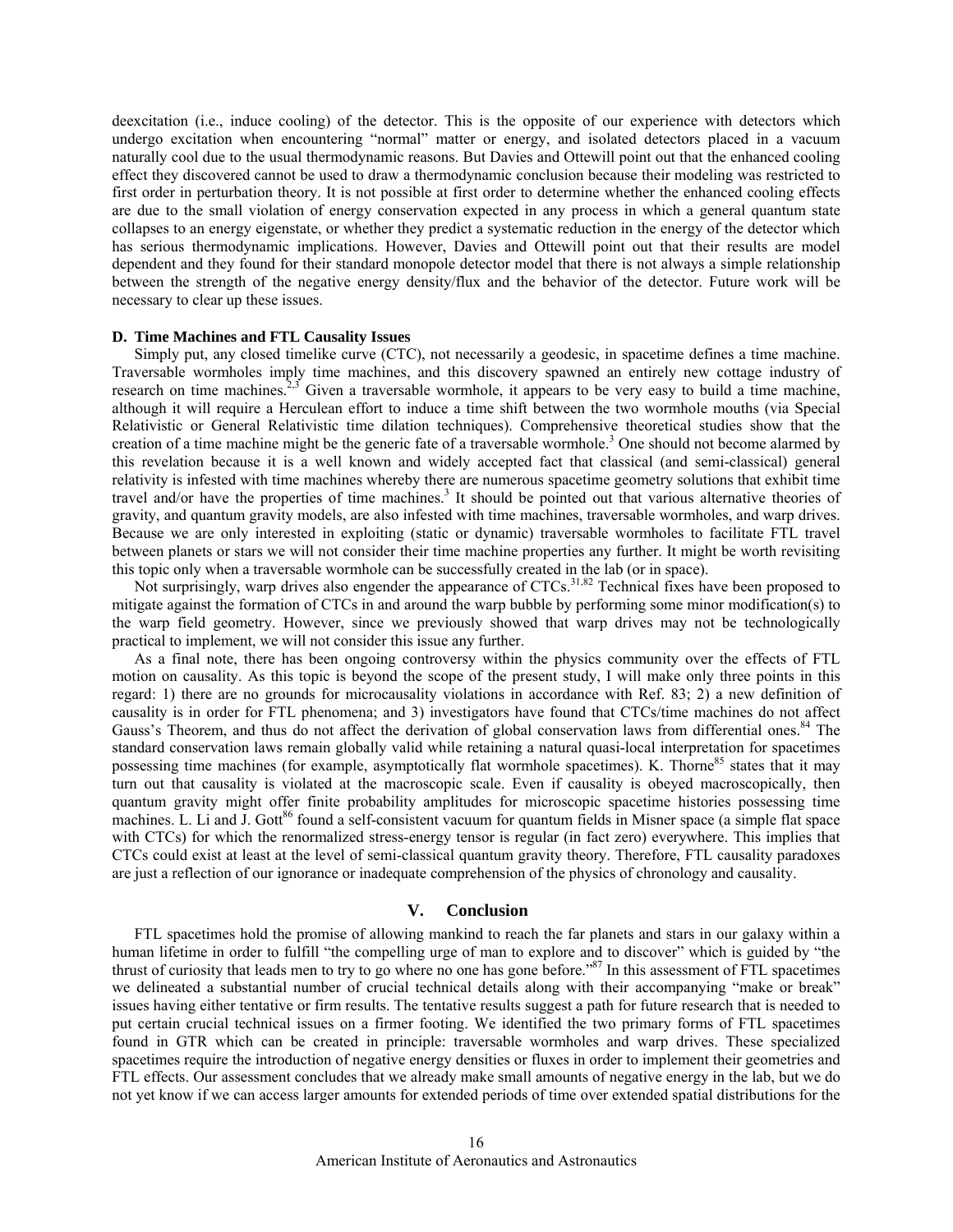deexcitation (i.e., induce cooling) of the detector. This is the opposite of our experience with detectors which undergo excitation when encountering "normal" matter or energy, and isolated detectors placed in a vacuum naturally cool due to the usual thermodynamic reasons. But Davies and Ottewill point out that the enhanced cooling effect they discovered cannot be used to draw a thermodynamic conclusion because their modeling was restricted to first order in perturbation theory. It is not possible at first order to determine whether the enhanced cooling effects are due to the small violation of energy conservation expected in any process in which a general quantum state collapses to an energy eigenstate, or whether they predict a systematic reduction in the energy of the detector which has serious thermodynamic implications. However, Davies and Ottewill point out that their results are model dependent and they found for their standard monopole detector model that there is not always a simple relationship between the strength of the negative energy density/flux and the behavior of the detector. Future work will be necessary to clear up these issues.

### D. Time Machines and FTL Causality Issues

Simply put, any closed timelike curve (CTC), not necessarily a geodesic, in spacetime defines a time machine. Traversable wormholes imply time machines, and this discovery spawned an entirely new cottage industry of research on time machines.[2,3] Given a traversable wormhole, it appears to be very easy to build a time machine, although it will require a Herculean effort to induce a time shift between the two wormhole mouths (via Special Relativistic or General Relativistic time dilation techniques). Comprehensive theoretical studies show that the creation of a time machine might be the generic fate of a traversable wormhole.[3] One should not become alarmed by this revelation because it is a well known and widely accepted fact that classical (and semi-classical) general relativity is infested with time machines whereby there are numerous spacetime geometry solutions that exhibit time travel and/or have the properties of time machines.[3] It should be pointed out that various alternative theories of gravity, and quantum gravity models, are also infested with time machines, traversable wormholes, and warp drives. Because we are only interested in exploiting (static or dynamic) traversable wormholes to facilitate FTL travel between planets or stars we will not consider their time machine properties any further. It might be worth revisiting this topic only when a traversable wormhole can be successfully created in the lab (or in space).

Not surprisingly, warp drives also engender the appearance of CTCs.[31,82] Technical fixes have been proposed to mitigate against the formation of CTCs in and around the warp bubble by performing some minor modification(s) to the warp field geometry. However, since we previously showed that warp drives may not be technologically practical to implement, we will not consider this issue any further.

As a final note, there has been ongoing controversy within the physics community over the effects of FTL motion on causality. As this topic is beyond the scope of the present study, I will make only three points in this regard: 1) there are no grounds for microcausality violations in accordance with Ref. 83; 2) a new definition of causality is in order for FTL phenomena; and 3) investigators have found that CTCs/time machines do not affect Gauss's Theorem, and thus do not affect the derivation of global conservation laws from differential ones.[84] The standard conservation laws remain globally valid while retaining a natural quasi-local interpretation for spacetimes possessing time machines (for example, asymptotically flat wormhole spacetimes). K. Thorne[85] states that it may turn out that causality is violated at the macroscopic scale. Even if causality is obeyed macroscopically, then quantum gravity might offer finite probability amplitudes for microscopic spacetime histories possessing time machines. L. Li and J. Gott[86] found a self-consistent vacuum for quantum fields in Misner space (a simple flat space with CTCs) for which the renormalized stress-energy tensor is regular (in fact zero) everywhere. This implies that CTCs could exist at least at the level of semi-classical quantum gravity theory. Therefore, FTL causality paradoxes are just a reflection of our ignorance or inadequate comprehension of the physics of chronology and causality.

## V. Conclusion

FTL spacetimes hold the promise of allowing mankind to reach the far planets and stars in our galaxy within a human lifetime in order to fulfill "the compelling urge of man to explore and to discover" which is guided by "the thrust of curiosity that leads men to try to go where no one has gone before."[87] In this assessment of FTL spacetimes we delineated a substantial number of crucial technical details along with their accompanying "make or break" issues having either tentative or firm results. The tentative results suggest a path for future research that is needed to put certain crucial technical issues on a firmer footing. We identified the two primary forms of FTL spacetimes found in GTR which can be created in principle: traversable wormholes and warp drives. These specialized spacetimes require the introduction of negative energy densities or fluxes in order to implement their geometries and FTL effects. Our assessment concludes that we already make small amounts of negative energy in the lab, but we do not yet know if we can access larger amounts for extended periods of time over extended spatial distributions for the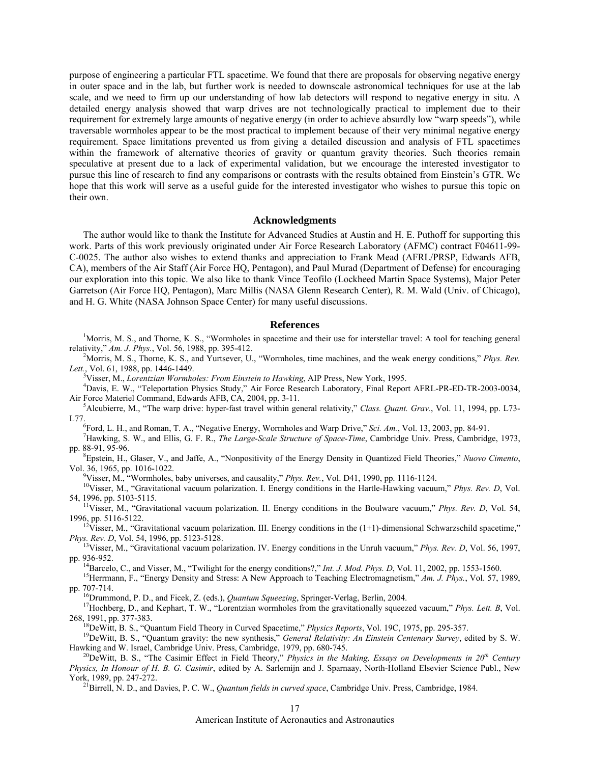purpose of engineering a particular FTL spacetime. We found that there are proposals for observing negative energy in outer space and in the lab, but further work is needed to downscale astronomical techniques for use at the lab scale, and we need to firm up our understanding of how lab detectors will respond to negative energy in situ. A detailed energy analysis showed that warp drives are not technologically practical to implement due to their requirement for extremely large amounts of negative energy (in order to achieve absurdly low "warp speeds"), while traversable wormholes appear to be the most practical to implement because of their very minimal negative energy requirement. Space limitations prevented us from giving a detailed discussion and analysis of FTL spacetimes within the framework of alternative theories of gravity or quantum gravity theories. Such theories remain speculative at present due to a lack of experimental validation, but we encourage the interested investigator to pursue this line of research to find any comparisons or contrasts with the results obtained from Einstein's GTR. We hope that this work will serve as a useful guide for the interested investigator who wishes to pursue this topic on their own.

## Acknowledgments

The author would like to thank the Institute for Advanced Studies at Austin and H. E. Puthoff for supporting this work. Parts of this work previously originated under Air Force Research Laboratory (AFMC) contract F04611-99-C-0025. The author also wishes to extend thanks and appreciation to Frank Mead (AFRL/PRSP, Edwards AFB, CA), members of the Air Staff (Air Force HQ, Pentagon), and Paul Murad (Department of Defense) for encouraging our exploration into this topic. We also like to thank Vince Teofilo (Lockheed Martin Space Systems), Major Peter Garretson (Air Force HQ, Pentagon), Marc Millis (NASA Glenn Research Center), R. M. Wald (Univ. of Chicago), and H. G. White (NASA Johnson Space Center) for many useful discussions.

## References

[1] Morris, M. S., and Thorne, K. S., "Wormholes in spacetime and their use for interstellar travel: A tool for teaching general relativity," *Am. J. Phys.*, Vol. 56, 1988, pp. 395-412.

[2] Morris, M. S., Thorne, K. S., and Yurtsever, U., "Wormholes, time machines, and the weak energy conditions," *Phys. Rev. Lett.*, Vol. 61, 1988, pp. 1446-1449.

[3] Visser, M., *Lorentzian Wormholes: From Einstein to Hawking*, AIP Press, New York, 1995.

[4] Davis, E. W., "Teleportation Physics Study," Air Force Research Laboratory, Final Report AFRL-PR-ED-TR-2003-0034, Air Force Materiel Command, Edwards AFB, CA, 2004, pp. 3-11.

[5] Alcubierre, M., "The warp drive: hyper-fast travel within general relativity," *Class. Quant. Grav.*, Vol. 11, 1994, pp. L73-L77.

[6] Ford, L. H., and Roman, T. A., "Negative Energy, Wormholes and Warp Drive," *Sci. Am.*, Vol. 13, 2003, pp. 84-91.

[7] Hawking, S. W., and Ellis, G. F. R., *The Large-Scale Structure of Space-Time*, Cambridge Univ. Press, Cambridge, 1973, pp. 88-91, 95-96.

[8] Epstein, H., Glaser, V., and Jaffe, A., "Nonpositivity of the Energy Density in Quantized Field Theories," *Nuovo Cimento*, Vol. 36, 1965, pp. 1016-1022.

[9] Visser, M., "Wormholes, baby universes, and causality," *Phys. Rev.*, Vol. D41, 1990, pp. 1116-1124.

[10] Visser, M., "Gravitational vacuum polarization. I. Energy conditions in the Hartle-Hawking vacuum," *Phys. Rev. D*, Vol. 54, 1996, pp. 5103-5115.

[11] Visser, M., "Gravitational vacuum polarization. II. Energy conditions in the Boulware vacuum," *Phys. Rev. D*, Vol. 54, 1996, pp. 5116-5122.

[12] Visser, M., "Gravitational vacuum polarization. III. Energy conditions in the (1+1)-dimensional Schwarzschild spacetime," *Phys. Rev. D*, Vol. 54, 1996, pp. 5123-5128.

[13] Visser, M., "Gravitational vacuum polarization. IV. Energy conditions in the Unruh vacuum," *Phys. Rev. D*, Vol. 56, 1997, pp. 936-952.

[14] Barcelo, C., and Visser, M., "Twilight for the energy conditions?," *Int. J. Mod. Phys. D*, Vol. 11, 2002, pp. 1553-1560.

[15] Herrmann, F., "Energy Density and Stress: A New Approach to Teaching Electromagnetism," *Am. J. Phys.*, Vol. 57, 1989, pp. 707-714.

[16] Drummond, P. D., and Ficek, Z. (eds.), *Quantum Squeezing*, Springer-Verlag, Berlin, 2004.

[17] Hochberg, D., and Kephart, T. W., "Lorentzian wormholes from the gravitationally squeezed vacuum," *Phys. Lett. B*, Vol. 268, 1991, pp. 377-383.

[18] DeWitt, B. S., "Quantum Field Theory in Curved Spacetime," *Physics Reports*, Vol. 19C, 1975, pp. 295-357.

[19] DeWitt, B. S., "Quantum gravity: the new synthesis," *General Relativity: An Einstein Centenary Survey*, edited by S. W. Hawking and W. Israel, Cambridge Univ. Press, Cambridge, 1979, pp. 680-745.

[20] DeWitt, B. S., "The Casimir Effect in Field Theory," *Physics in the Making, Essays on Developments in 20th Century Physics, In Honour of H. B. G. Casimir*, edited by A. Sarlemijn and J. Sparnaay, North-Holland Elsevier Science Publ., New York, 1989, pp. 247-272.

[21] Birrell, N. D., and Davies, P. C. W., *Quantum fields in curved space*, Cambridge Univ. Press, Cambridge, 1984.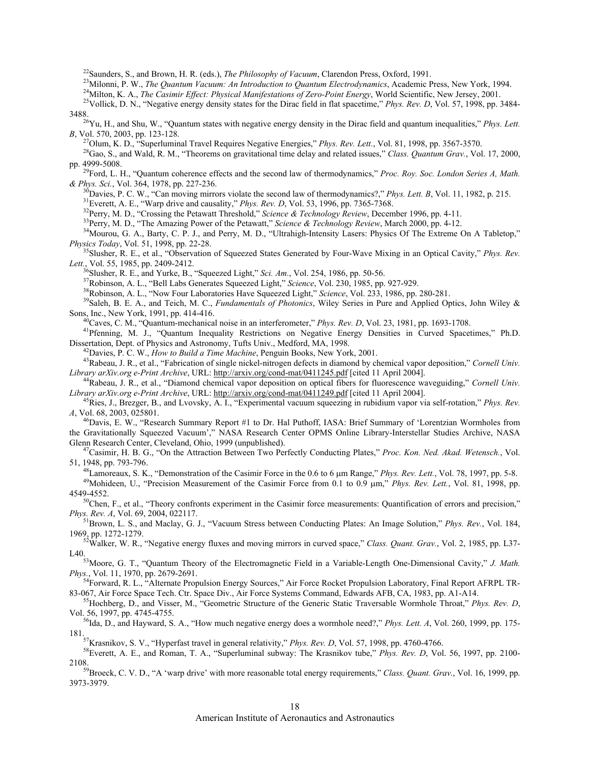[22]Saunders, S., and Brown, H. R. (eds.), *The Philosophy of Vacuum*, Clarendon Press, Oxford, 1991.

[23]Milonni, P. W., *The Quantum Vacuum: An Introduction to Quantum Electrodynamics*, Academic Press, New York, 1994.

[24]Milton, K. A., *The Casimir Effect: Physical Manifestations of Zero-Point Energy*, World Scientific, New Jersey, 2001.

[25]Vollick, D. N., "Negative energy density states for the Dirac field in flat spacetime," *Phys. Rev. D*, Vol. 57, 1998, pp. 3484-3488.

[26]Yu, H., and Shu, W., "Quantum states with negative energy density in the Dirac field and quantum inequalities," *Phys. Lett. B*, Vol. 570, 2003, pp. 123-128.

[27]Olum, K. D., "Superluminal Travel Requires Negative Energies," *Phys. Rev. Lett.*, Vol. 81, 1998, pp. 3567-3570.

[28]Gao, S., and Wald, R. M., "Theorems on gravitational time delay and related issues," *Class. Quantum Grav.*, Vol. 17, 2000, pp. 4999-5008.

[29]Ford, L. H., "Quantum coherence effects and the second law of thermodynamics," *Proc. Roy. Soc. London Series A, Math. & Phys. Sci.*, Vol. 364, 1978, pp. 227-236.

[30]Davies, P. C. W., "Can moving mirrors violate the second law of thermodynamics?," *Phys. Lett. B*, Vol. 11, 1982, p. 215.

[31]Everett, A. E., "Warp drive and causality," *Phys. Rev. D*, Vol. 53, 1996, pp. 7365-7368.

[32]Perry, M. D., "Crossing the Petawatt Threshold," *Science & Technology Review*, December 1996, pp. 4-11.

[33]Perry, M. D., "The Amazing Power of the Petawatt," *Science & Technology Review*, March 2000, pp. 4-12.

[34]Mourou, G. A., Barty, C. P. J., and Perry, M. D., "Ultrahigh-Intensity Lasers: Physics Of The Extreme On A Tabletop," *Physics Today*, Vol. 51, 1998, pp. 22-28.

[35]Slusher, R. E., et al., "Observation of Squeezed States Generated by Four-Wave Mixing in an Optical Cavity," *Phys. Rev. Lett.*, Vol. 55, 1985, pp. 2409-2412.

[36]Slusher, R. E., and Yurke, B., "Squeezed Light," *Sci. Am.*, Vol. 254, 1986, pp. 50-56.

[37]Robinson, A. L., "Bell Labs Generates Squeezed Light," *Science*, Vol. 230, 1985, pp. 927-929.

[38]Robinson, A. L., "Now Four Laboratories Have Squeezed Light," *Science*, Vol. 233, 1986, pp. 280-281.

[39]Saleh, B. E. A., and Teich, M. C., *Fundamentals of Photonics*, Wiley Series in Pure and Applied Optics, John Wiley & Sons, Inc., New York, 1991, pp. 414-416.

[40]Caves, C. M., "Quantum-mechanical noise in an interferometer," *Phys. Rev. D*, Vol. 23, 1981, pp. 1693-1708.

[41]Pfenning, M. J., "Quantum Inequality Restrictions on Negative Energy Densities in Curved Spacetimes," Ph.D. Dissertation, Dept. of Physics and Astronomy, Tufts Univ., Medford, MA, 1998.

[42]Davies, P. C. W., *How to Build a Time Machine*, Penguin Books, New York, 2001.

[43]Rabeau, J. R., et al., "Fabrication of single nickel-nitrogen defects in diamond by chemical vapor deposition," *Cornell Univ. Library arXiv.org e-Print Archive*, URL: http://arxiv.org/cond-mat/0411245.pdf [cited 11 April 2004].

[44]Rabeau, J. R., et al., "Diamond chemical vapor deposition on optical fibers for fluorescence waveguiding," *Cornell Univ. Library arXiv.org e-Print Archive*, URL: http://arxiv.org/cond-mat/0411249.pdf [cited 11 April 2004].

[45]Ries, J., Brezger, B., and Lvovsky, A. I., "Experimental vacuum squeezing in rubidium vapor via self-rotation," *Phys. Rev. A*, Vol. 68, 2003, 025801.

[46]Davis, E. W., "Research Summary Report #1 to Dr. Hal Puthoff, IASA: Brief Summary of 'Lorentzian Wormholes from the Gravitationally Squeezed Vacuum'," NASA Research Center OPMS Online Library-Interstellar Studies Archive, NASA Glenn Research Center, Cleveland, Ohio, 1999 (unpublished).

[47]Casimir, H. B. G., "On the Attraction Between Two Perfectly Conducting Plates," *Proc. Kon. Ned. Akad. Wetensch.*, Vol. 51, 1948, pp. 793-796.

[48]Lamoreaux, S. K., "Demonstration of the Casimir Force in the 0.6 to 6 μm Range," *Phys. Rev. Lett.*, Vol. 78, 1997, pp. 5-8.

[49]Mohideen, U., "Precision Measurement of the Casimir Force from 0.1 to 0.9 μm," *Phys. Rev. Lett.*, Vol. 81, 1998, pp. 4549-4552.

[50]Chen, F., et al., "Theory confronts experiment in the Casimir force measurements: Quantification of errors and precision," *Phys. Rev. A*, Vol. 69, 2004, 022117.

[51]Brown, L. S., and Maclay, G. J., "Vacuum Stress between Conducting Plates: An Image Solution," *Phys. Rev.*, Vol. 184, 1969, pp. 1272-1279.

[52]Walker, W. R., "Negative energy fluxes and moving mirrors in curved space," *Class. Quant. Grav.*, Vol. 2, 1985, pp. L37-L40.

[53]Moore, G. T., "Quantum Theory of the Electromagnetic Field in a Variable-Length One-Dimensional Cavity," *J. Math. Phys.*, Vol. 11, 1970, pp. 2679-2691.

[54]Forward, R. L., "Alternate Propulsion Energy Sources," Air Force Rocket Propulsion Laboratory, Final Report AFRPL TR-83-067, Air Force Space Tech. Ctr. Space Div., Air Force Systems Command, Edwards AFB, CA, 1983, pp. A1-A14.

[55]Hochberg, D., and Visser, M., "Geometric Structure of the Generic Static Traversable Wormhole Throat," *Phys. Rev. D*, Vol. 56, 1997, pp. 4745-4755.

[56]Ida, D., and Hayward, S. A., "How much negative energy does a wormhole need?," *Phys. Lett. A*, Vol. 260, 1999, pp. 175-181.

[57]Krasnikov, S. V., "Hyperfast travel in general relativity," *Phys. Rev. D*, Vol. 57, 1998, pp. 4760-4766.

[58]Everett, A. E., and Roman, T. A., "Superluminal subway: The Krasnikov tube," *Phys. Rev. D*, Vol. 56, 1997, pp. 2100-2108.

[59]Broeck, C. V. D., "A 'warp drive' with more reasonable total energy requirements," *Class. Quant. Grav.*, Vol. 16, 1999, pp. 3973-3979.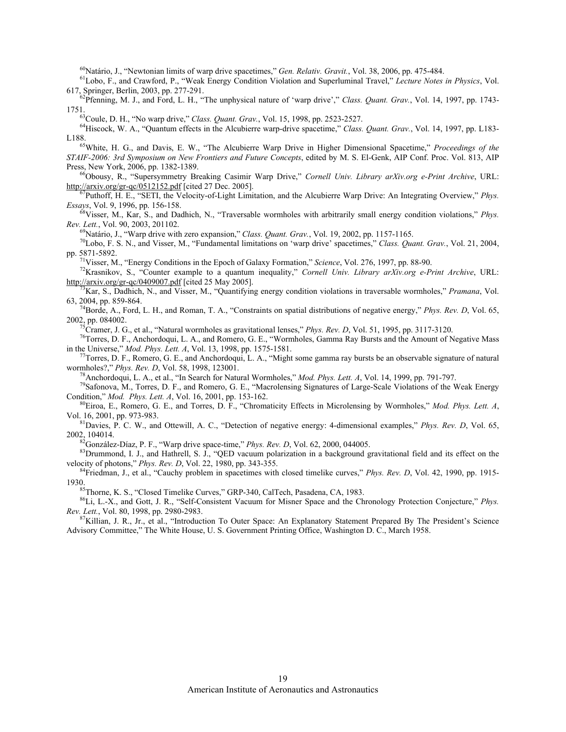[60]Natário, J., "Newtonian limits of warp drive spacetimes," *Gen. Relativ. Gravit.*, Vol. 38, 2006, pp. 475-484.

[61]Lobo, F., and Crawford, P., "Weak Energy Condition Violation and Superluminal Travel," *Lecture Notes in Physics*, Vol. 617, Springer, Berlin, 2003, pp. 277-291.

[62]Pfenning, M. J., and Ford, L. H., "The unphysical nature of 'warp drive'," *Class. Quant. Grav.*, Vol. 14, 1997, pp. 1743-1751.

[63]Coule, D. H., "No warp drive," *Class. Quant. Grav.*, Vol. 15, 1998, pp. 2523-2527.

[64]Hiscock, W. A., "Quantum effects in the Alcubierre warp-drive spacetime," *Class. Quant. Grav.*, Vol. 14, 1997, pp. L183-L188.

[65]White, H. G., and Davis, E. W., "The Alcubierre Warp Drive in Higher Dimensional Spacetime," *Proceedings of the STAIF-2006: 3rd Symposium on New Frontiers and Future Concepts*, edited by M. S. El-Genk, AIP Conf. Proc. Vol. 813, AIP Press, New York, 2006, pp. 1382-1389.

[66]Obousy, R., "Supersymmetry Breaking Casimir Warp Drive," *Cornell Univ. Library arXiv.org e-Print Archive*, URL: http://arxiv.org/gr-qc/0512152.pdf [cited 27 Dec. 2005].

[67]Puthoff, H. E., "SETI, the Velocity-of-Light Limitation, and the Alcubierre Warp Drive: An Integrating Overview," *Phys. Essays*, Vol. 9, 1996, pp. 156-158.

[68]Visser, M., Kar, S., and Dadhich, N., "Traversable wormholes with arbitrarily small energy condition violations," *Phys. Rev. Lett.*, Vol. 90, 2003, 201102.

[69]Natário, J., "Warp drive with zero expansion," *Class. Quant. Grav.*, Vol. 19, 2002, pp. 1157-1165.

[70]Lobo, F. S. N., and Visser, M., "Fundamental limitations on 'warp drive' spacetimes," *Class. Quant. Grav.*, Vol. 21, 2004, pp. 5871-5892.

[71]Visser, M., "Energy Conditions in the Epoch of Galaxy Formation," *Science*, Vol. 276, 1997, pp. 88-90.

[72]Krasnikov, S., "Counter example to a quantum inequality," *Cornell Univ. Library arXiv.org e-Print Archive*, URL: http://arxiv.org/gr-qc/0409007.pdf [cited 25 May 2005].

[73]Kar, S., Dadhich, N., and Visser, M., "Quantifying energy condition violations in traversable wormholes," *Pramana*, Vol. 63, 2004, pp. 859-864.

[74]Borde, A., Ford, L. H., and Roman, T. A., "Constraints on spatial distributions of negative energy," *Phys. Rev. D*, Vol. 65, 2002, pp. 084002.

[75]Cramer, J. G., et al., "Natural wormholes as gravitational lenses," *Phys. Rev. D*, Vol. 51, 1995, pp. 3117-3120.

[76]Torres, D. F., Anchordoqui, L. A., and Romero, G. E., "Wormholes, Gamma Ray Bursts and the Amount of Negative Mass in the Universe," *Mod. Phys. Lett. A*, Vol. 13, 1998, pp. 1575-1581.

[77]Torres, D. F., Romero, G. E., and Anchordoqui, L. A., "Might some gamma ray bursts be an observable signature of natural wormholes?," *Phys. Rev. D*, Vol. 58, 1998, 123001.

[78]Anchordoqui, L. A., et al., "In Search for Natural Wormholes," *Mod. Phys. Lett. A*, Vol. 14, 1999, pp. 791-797.

[79]Safonova, M., Torres, D. F., and Romero, G. E., "Macrolensing Signatures of Large-Scale Violations of the Weak Energy Condition," *Mod. Phys. Lett. A*, Vol. 16, 2001, pp. 153-162.

[80]Eiroa, E., Romero, G. E., and Torres, D. F., "Chromaticity Effects in Microlensing by Wormholes," *Mod. Phys. Lett. A*, Vol. 16, 2001, pp. 973-983.

[81]Davies, P. C. W., and Ottewill, A. C., "Detection of negative energy: 4-dimensional examples," *Phys. Rev. D*, Vol. 65, 2002, 104014.

[82]González-Díaz, P. F., "Warp drive space-time," *Phys. Rev. D*, Vol. 62, 2000, 044005.

[83]Drummond, I. J., and Hathrell, S. J., "QED vacuum polarization in a background gravitational field and its effect on the velocity of photons," *Phys. Rev. D*, Vol. 22, 1980, pp. 343-355.

[84]Friedman, J., et al., "Cauchy problem in spacetimes with closed timelike curves," *Phys. Rev. D*, Vol. 42, 1990, pp. 1915-1930.

[85]Thorne, K. S., "Closed Timelike Curves," GRP-340, CalTech, Pasadena, CA, 1983.

[86]Li, L.-X., and Gott, J. R., "Self-Consistent Vacuum for Misner Space and the Chronology Protection Conjecture," *Phys. Rev. Lett.*, Vol. 80, 1998, pp. 2980-2983.

[87]Killian, J. R., Jr., et al., "Introduction To Outer Space: An Explanatory Statement Prepared By The President's Science Advisory Committee," The White House, U. S. Government Printing Office, Washington D. C., March 1958.